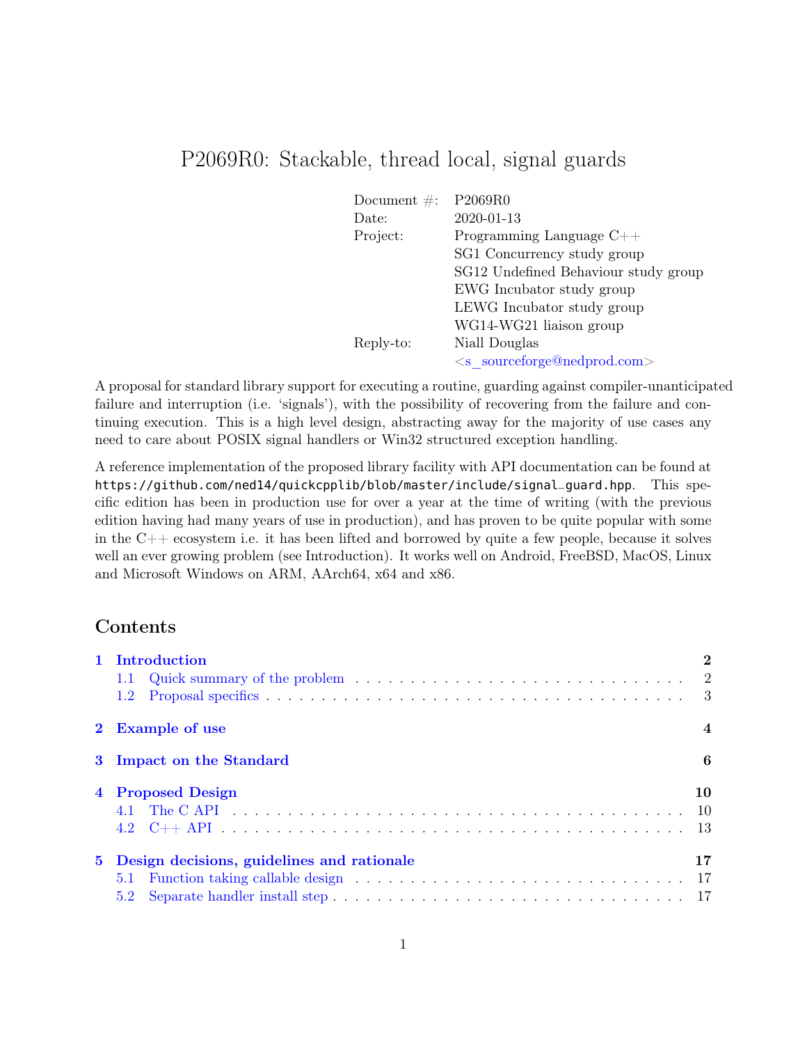# P2069R0: Stackable, thread local, signal guards

| | |
|---|---|
| Document #: | P2069R0 |
| Date: | 2020-01-13 |
| Project: | Programming Language C++<br>SG1 Concurrency study group<br>SG12 Undefined Behaviour study group<br>EWG Incubator study group<br>LEWG Incubator study group<br>WG14-WG21 liaison group |
| Reply-to: | Niall Douglas<br><s_sourceforge@nedprod.com> |

A proposal for standard library support for executing a routine, guarding against compiler-unanticipated failure and interruption (i.e. 'signals'), with the possibility of recovering from the failure and continuing execution. This is a high level design, abstracting away for the majority of use cases any need to care about POSIX signal handlers or Win32 structured exception handling.

A reference implementation of the proposed library facility with API documentation can be found at `https://github.com/ned14/quickcpplib/blob/master/include/signal_guard.hpp`. This specific edition has been in production use for over a year at the time of writing (with the previous edition having had many years of use in production), and has proven to be quite popular with some in the C++ ecosystem i.e. it has been lifted and borrowed by quite a few people, because it solves well an ever growing problem (see Introduction). It works well on Android, FreeBSD, MacOS, Linux and Microsoft Windows on ARM, AArch64, x64 and x86.

## Contents

- **1 Introduction** — 2
  - 1.1 Quick summary of the problem — 2
  - 1.2 Proposal specifics — 3
- **2 Example of use** — 4
- **3 Impact on the Standard** — 6
- **4 Proposed Design** — 10
  - 4.1 The C API — 10
  - 4.2 C++ API — 13
- **5 Design decisions, guidelines and rationale** — 17
  - 5.1 Function taking callable design — 17
  - 5.2 Separate handler install step — 17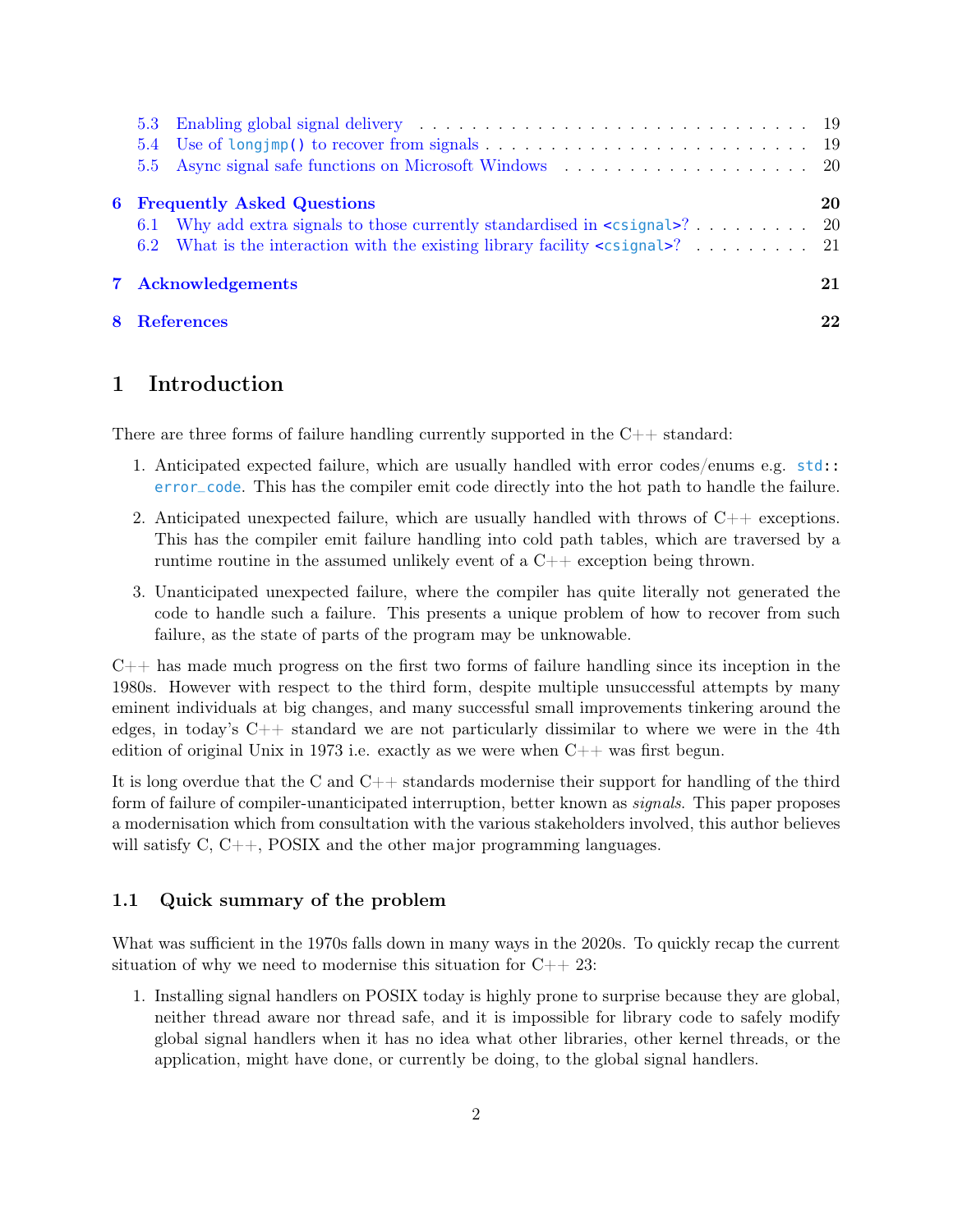5.3 Enabling global signal delivery . . . . . . . . . . . . . . . . . . . . . . . . . . . . . 19
5.4 Use of `longjmp()` to recover from signals . . . . . . . . . . . . . . . . . . . . . . . . 19
5.5 Async signal safe functions on Microsoft Windows . . . . . . . . . . . . . . . . . . . 20

**6 Frequently Asked Questions** **20**
6.1 Why add extra signals to those currently standardised in `<csignal>`? . . . . . . . . . 20
6.2 What is the interaction with the existing library facility `<csignal>`? . . . . . . . . . 21

**7 Acknowledgements** **21**

**8 References** **22**

# 1 Introduction

There are three forms of failure handling currently supported in the C++ standard:

1. Anticipated expected failure, which are usually handled with error codes/enums e.g. `std::error_code`. This has the compiler emit code directly into the hot path to handle the failure.
2. Anticipated unexpected failure, which are usually handled with throws of C++ exceptions. This has the compiler emit failure handling into cold path tables, which are traversed by a runtime routine in the assumed unlikely event of a C++ exception being thrown.
3. Unanticipated unexpected failure, where the compiler has quite literally not generated the code to handle such a failure. This presents a unique problem of how to recover from such failure, as the state of parts of the program may be unknowable.

C++ has made much progress on the first two forms of failure handling since its inception in the 1980s. However with respect to the third form, despite multiple unsuccessful attempts by many eminent individuals at big changes, and many successful small improvements tinkering around the edges, in today's C++ standard we are not particularly dissimilar to where we were in the 4th edition of original Unix in 1973 i.e. exactly as we were when C++ was first begun.

It is long overdue that the C and C++ standards modernise their support for handling of the third form of failure of compiler-unanticipated interruption, better known as *signals*. This paper proposes a modernisation which from consultation with the various stakeholders involved, this author believes will satisfy C, C++, POSIX and the other major programming languages.

## 1.1 Quick summary of the problem

What was sufficient in the 1970s falls down in many ways in the 2020s. To quickly recap the current situation of why we need to modernise this situation for C++ 23:

1. Installing signal handlers on POSIX today is highly prone to surprise because they are global, neither thread aware nor thread safe, and it is impossible for library code to safely modify global signal handlers when it has no idea what other libraries, other kernel threads, or the application, might have done, or currently be doing, to the global signal handlers.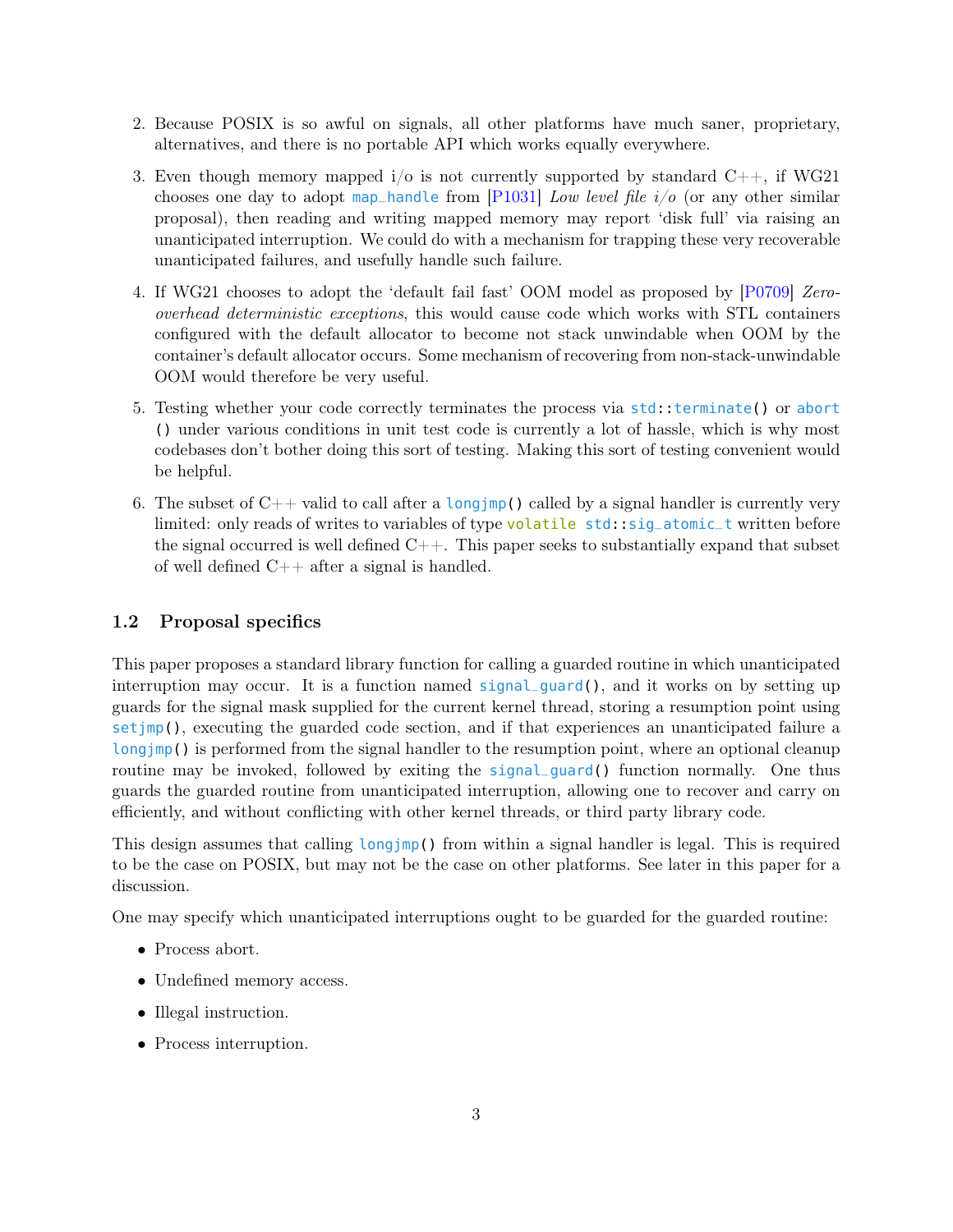2. Because POSIX is so awful on signals, all other platforms have much saner, proprietary, alternatives, and there is no portable API which works equally everywhere.

3. Even though memory mapped i/o is not currently supported by standard C++, if WG21 chooses one day to adopt `map_handle` from [P1031] *Low level file i/o* (or any other similar proposal), then reading and writing mapped memory may report 'disk full' via raising an unanticipated interruption. We could do with a mechanism for trapping these very recoverable unanticipated failures, and usefully handle such failure.

4. If WG21 chooses to adopt the 'default fail fast' OOM model as proposed by [P0709] *Zero-overhead deterministic exceptions*, this would cause code which works with STL containers configured with the default allocator to become not stack unwindable when OOM by the container's default allocator occurs. Some mechanism of recovering from non-stack-unwindable OOM would therefore be very useful.

5. Testing whether your code correctly terminates the process via `std::terminate()` or `abort()` under various conditions in unit test code is currently a lot of hassle, which is why most codebases don't bother doing this sort of testing. Making this sort of testing convenient would be helpful.

6. The subset of C++ valid to call after a `longjmp()` called by a signal handler is currently very limited: only reads of writes to variables of type `volatile std::sig_atomic_t` written before the signal occurred is well defined C++. This paper seeks to substantially expand that subset of well defined C++ after a signal is handled.

### 1.2 Proposal specifics

This paper proposes a standard library function for calling a guarded routine in which unanticipated interruption may occur. It is a function named `signal_guard()`, and it works on by setting up guards for the signal mask supplied for the current kernel thread, storing a resumption point using `setjmp()`, executing the guarded code section, and if that experiences an unanticipated failure a `longjmp()` is performed from the signal handler to the resumption point, where an optional cleanup routine may be invoked, followed by exiting the `signal_guard()` function normally. One thus guards the guarded routine from unanticipated interruption, allowing one to recover and carry on efficiently, and without conflicting with other kernel threads, or third party library code.

This design assumes that calling `longjmp()` from within a signal handler is legal. This is required to be the case on POSIX, but may not be the case on other platforms. See later in this paper for a discussion.

One may specify which unanticipated interruptions ought to be guarded for the guarded routine:

- Process abort.
- Undefined memory access.
- Illegal instruction.
- Process interruption.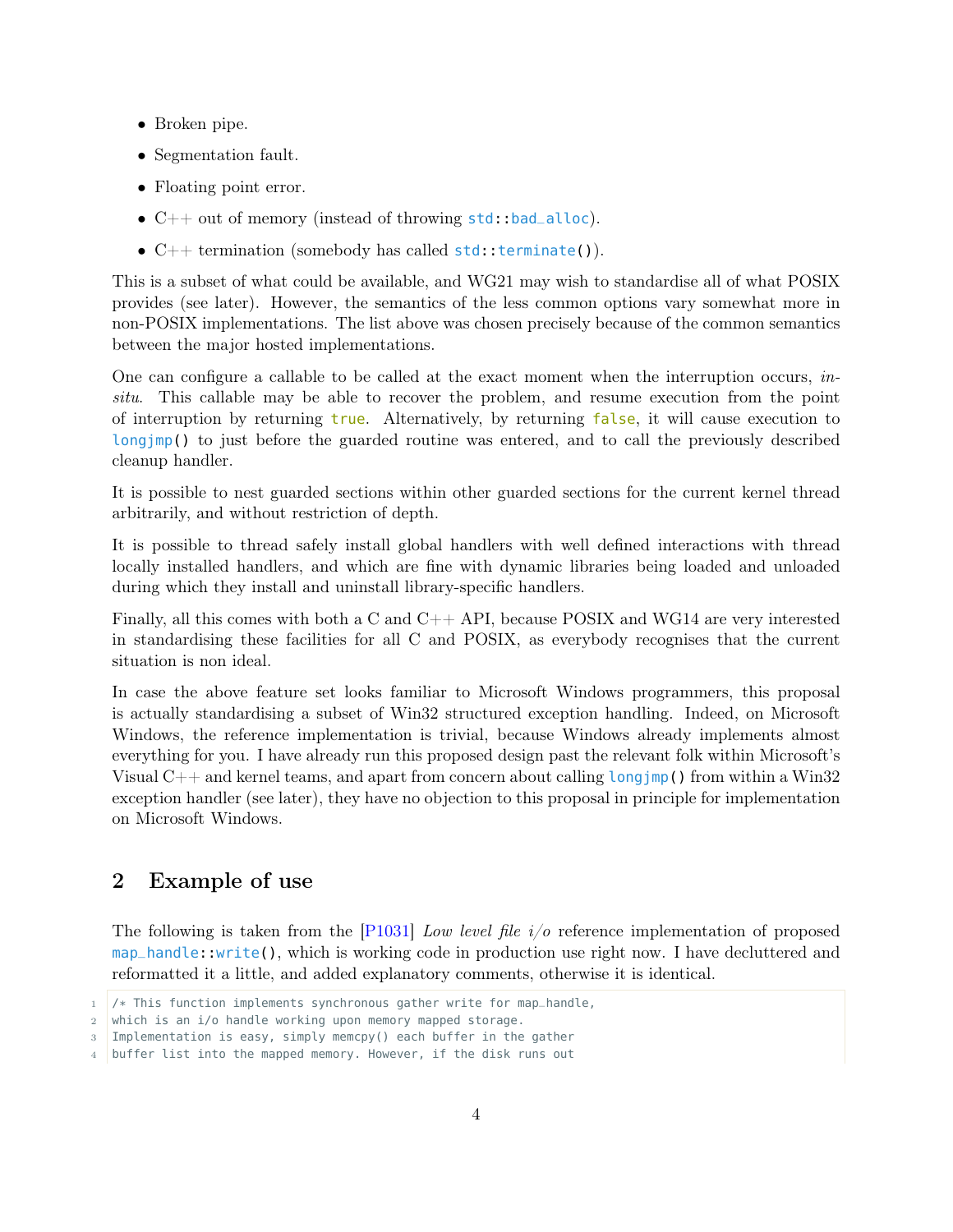- Broken pipe.
- Segmentation fault.
- Floating point error.
- C++ out of memory (instead of throwing `std::bad_alloc`).
- C++ termination (somebody has called `std::terminate()`).

This is a subset of what could be available, and WG21 may wish to standardise all of what POSIX provides (see later). However, the semantics of the less common options vary somewhat more in non-POSIX implementations. The list above was chosen precisely because of the common semantics between the major hosted implementations.

One can configure a callable to be called at the exact moment when the interruption occurs, *in-situ*. This callable may be able to recover the problem, and resume execution from the point of interruption by returning `true`. Alternatively, by returning `false`, it will cause execution to `longjmp()` to just before the guarded routine was entered, and to call the previously described cleanup handler.

It is possible to nest guarded sections within other guarded sections for the current kernel thread arbitrarily, and without restriction of depth.

It is possible to thread safely install global handlers with well defined interactions with thread locally installed handlers, and which are fine with dynamic libraries being loaded and unloaded during which they install and uninstall library-specific handlers.

Finally, all this comes with both a C and C++ API, because POSIX and WG14 are very interested in standardising these facilities for all C and POSIX, as everybody recognises that the current situation is non ideal.

In case the above feature set looks familiar to Microsoft Windows programmers, this proposal is actually standardising a subset of Win32 structured exception handling. Indeed, on Microsoft Windows, the reference implementation is trivial, because Windows already implements almost everything for you. I have already run this proposed design past the relevant folk within Microsoft's Visual C++ and kernel teams, and apart from concern about calling `longjmp()` from within a Win32 exception handler (see later), they have no objection to this proposal in principle for implementation on Microsoft Windows.

## 2 Example of use

The following is taken from the [P1031] *Low level file i/o* reference implementation of proposed `map_handle::write()`, which is working code in production use right now. I have decluttered and reformatted it a little, and added explanatory comments, otherwise it is identical.

```
/* This function implements synchronous gather write for map_handle,
which is an i/o handle working upon memory mapped storage.
Implementation is easy, simply memcpy() each buffer in the gather
buffer list into the mapped memory. However, if the disk runs out
```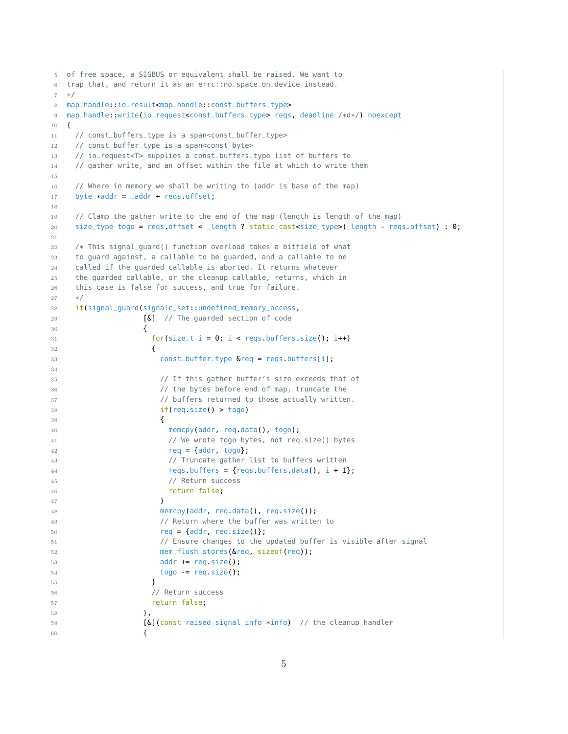```
of free space, a SIGBUS or equivalent shall be raised. We want to
trap that, and return it as an errc::no_space_on_device instead.
*/
map_handle::io_result<map_handle::const_buffers_type>
map_handle::write(io_request<const_buffers_type> reqs, deadline /*d*/) noexcept
{
  // const_buffers_type is a span<const_buffer_type>
  // const_buffer_type is a span<const byte>
  // io_request<T> supplies a const_buffers_type list of buffers to
  // gather write, and an offset within the file at which to write them

  // Where in memory we shall be writing to (addr is base of the map)
  byte *addr = _addr + reqs.offset;

  // Clamp the gather write to the end of the map (length is length of the map)
  size_type togo = reqs.offset < _length ? static_cast<size_type>(_length - reqs.offset) : 0;

  /* This signal_guard() function overload takes a bitfield of what
  to guard against, a callable to be guarded, and a callable to be
  called if the guarded callable is aborted. It returns whatever
  the guarded callable, or the cleanup callable, returns, which in
  this case is false for success, and true for failure.
  */
  if(signal_guard(signalc_set::undefined_memory_access,
                  [&]  // The guarded section of code
                  {
                    for(size_t i = 0; i < reqs.buffers.size(); i++)
                    {
                      const_buffer_type &req = reqs.buffers[i];

                      // If this gather buffer's size exceeds that of
                      // the bytes before end of map, truncate the
                      // buffers returned to those actually written.
                      if(req.size() > togo)
                      {
                        memcpy(addr, req.data(), togo);
                        // We wrote togo bytes, not req.size() bytes
                        req = {addr, togo};
                        // Truncate gather list to buffers written
                        reqs.buffers = {reqs.buffers.data(), i + 1};
                        // Return success
                        return false;
                      }
                      memcpy(addr, req.data(), req.size());
                      // Return where the buffer was written to
                      req = {addr, req.size()};
                      // Ensure changes to the updated buffer is visible after signal
                      mem_flush_stores(&req, sizeof(req));
                      addr += req.size();
                      togo -= req.size();
                    }
                    // Return success
                    return false;
                  },
                  [&](const raised_signal_info *info)  // the cleanup handler
                  {
```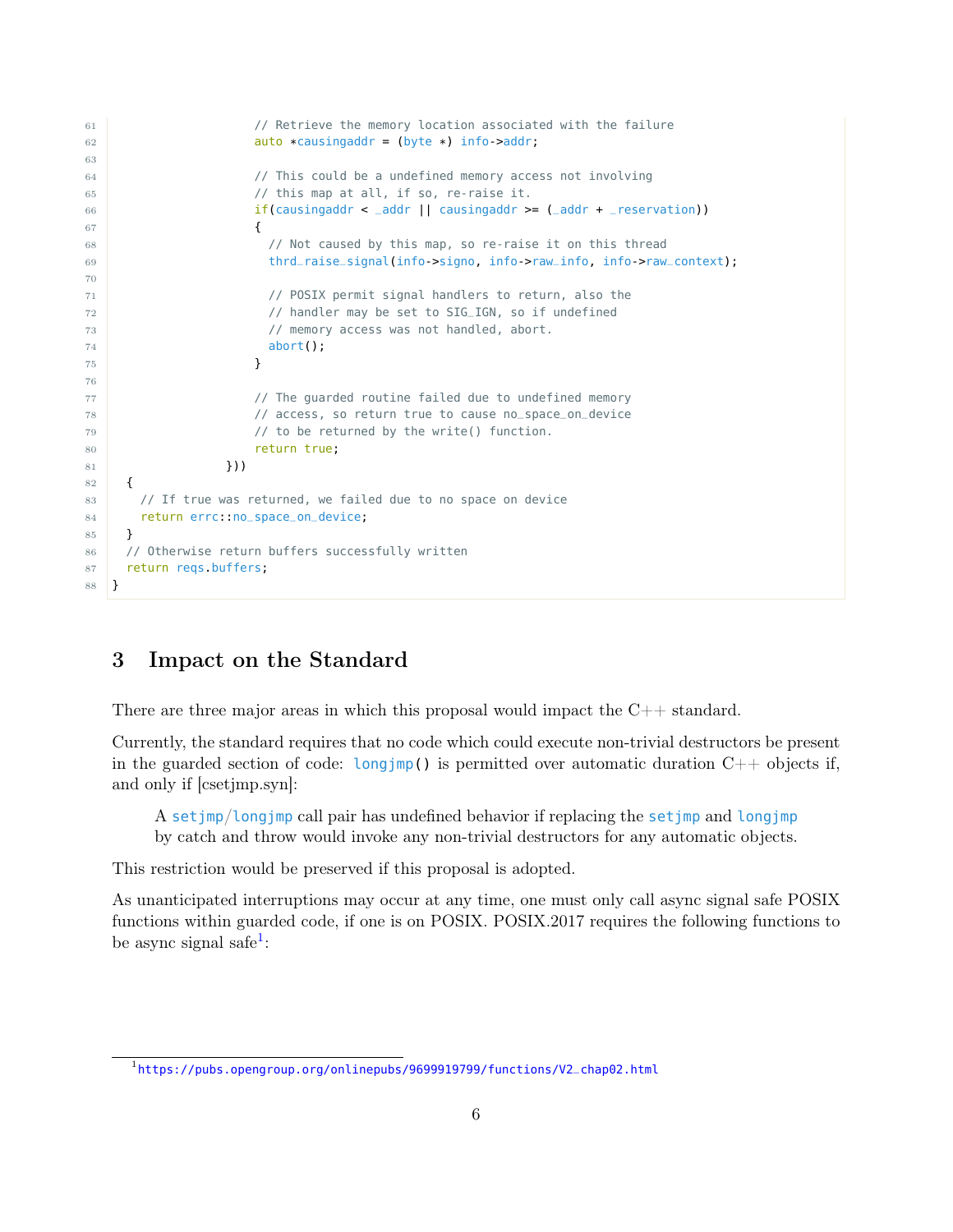```
                    // Retrieve the memory location associated with the failure
                    auto *causingaddr = (byte *) info->addr;

                    // This could be a undefined memory access not involving
                    // this map at all, if so, re-raise it.
                    if(causingaddr < _addr || causingaddr >= (_addr + _reservation))
                    {
                      // Not caused by this map, so re-raise it on this thread
                      thrd_raise_signal(info->signo, info->raw_info, info->raw_context);

                      // POSIX permit signal handlers to return, also the
                      // handler may be set to SIG_IGN, so if undefined
                      // memory access was not handled, abort.
                      abort();
                    }

                    // The guarded routine failed due to undefined memory
                    // access, so return true to cause no_space_on_device
                    // to be returned by the write() function.
                    return true;
                }))
  {
    // If true was returned, we failed due to no space on device
    return errc::no_space_on_device;
  }
  // Otherwise return buffers successfully written
  return reqs.buffers;
}
```

## 3 Impact on the Standard

There are three major areas in which this proposal would impact the C++ standard.

Currently, the standard requires that no code which could execute non-trivial destructors be present in the guarded section of code: `longjmp()` is permitted over automatic duration C++ objects if, and only if [csetjmp.syn]:

> A `setjmp`/`longjmp` call pair has undefined behavior if replacing the `setjmp` and `longjmp` by catch and throw would invoke any non-trivial destructors for any automatic objects.

This restriction would be preserved if this proposal is adopted.

As unanticipated interruptions may occur at any time, one must only call async signal safe POSIX functions within guarded code, if one is on POSIX. POSIX.2017 requires the following functions to be async signal safe[1]:

[1] https://pubs.opengroup.org/onlinepubs/9699919799/functions/V2_chap02.html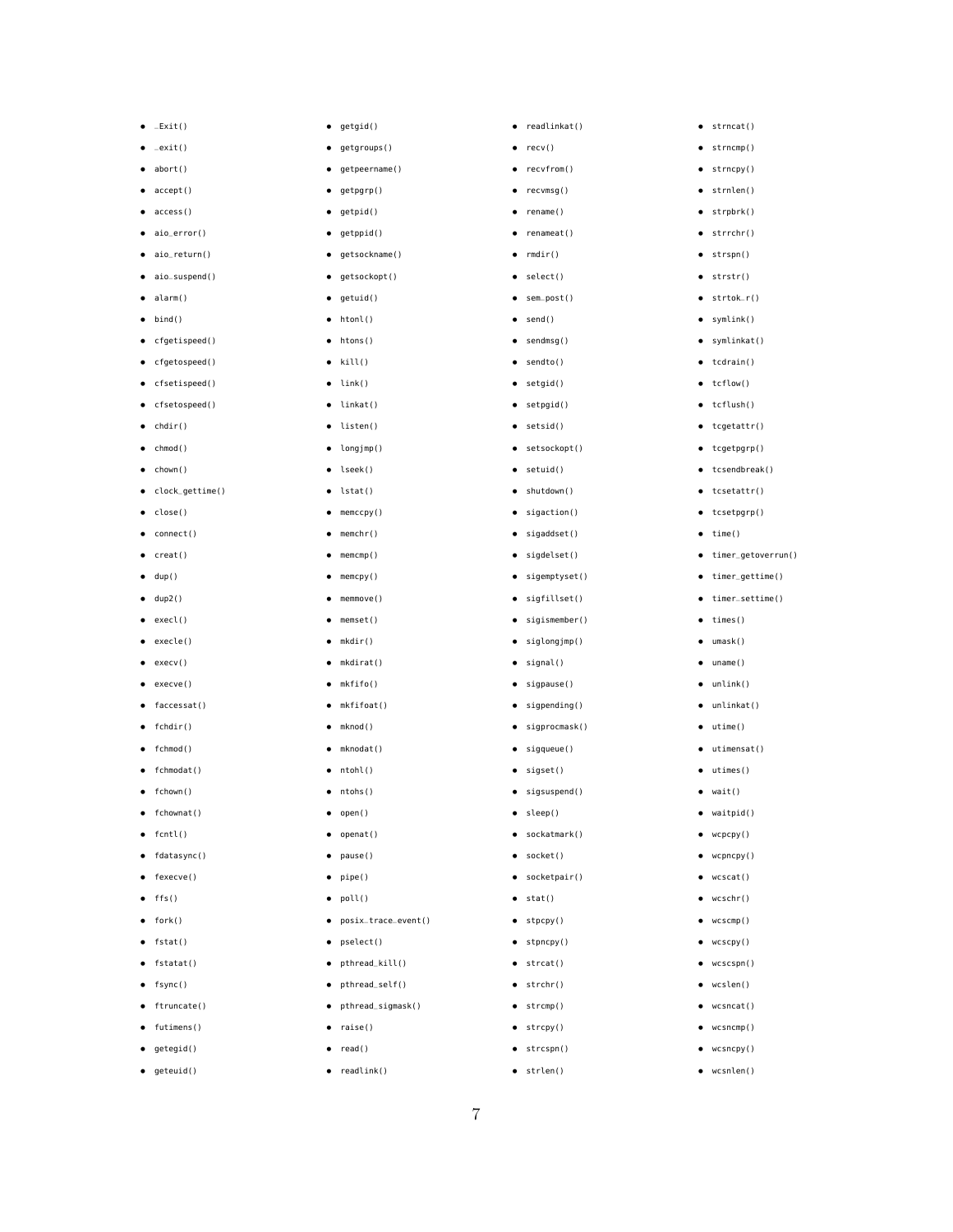- _Exit()
- _exit()
- abort()
- accept()
- access()
- aio_error()
- aio_return()
- aio_suspend()
- alarm()
- bind()
- cfgetispeed()
- cfgetospeed()
- cfsetispeed()
- cfsetospeed()
- chdir()
- chmod()
- chown()
- clock_gettime()
- close()
- connect()
- creat()
- dup()
- dup2()
- execl()
- execle()
- execv()
- execve()
- faccessat()
- fchdir()
- fchmod()
- fchmodat()
- fchown()
- fchownat()
- fcntl()
- fdatasync()
- fexecve()
- ffs()
- fork()
- fstat()
- fstatat()
- fsync()
- ftruncate()
- futimens()
- getegid()
- geteuid()
- getgid()
- getgroups()
- getpeername()
- getpgrp()
- getpid()
- getppid()
- getsockname()
- getsockopt()
- getuid()
- htonl()
- htons()
- kill()
- link()
- linkat()
- listen()
- longjmp()
- lseek()
- lstat()
- memccpy()
- memchr()
- memcmp()
- memcpy()
- memmove()
- memset()
- mkdir()
- mkdirat()
- mkfifo()
- mkfifoat()
- mknod()
- mknodat()
- ntohl()
- ntohs()
- open()
- openat()
- pause()
- pipe()
- poll()
- posix_trace_event()
- pselect()
- pthread_kill()
- pthread_self()
- pthread_sigmask()
- raise()
- read()
- readlink()
- readlinkat()
- recv()
- recvfrom()
- recvmsg()
- rename()
- renameat()
- rmdir()
- select()
- sem_post()
- send()
- sendmsg()
- sendto()
- setgid()
- setpgid()
- setsid()
- setsockopt()
- setuid()
- shutdown()
- sigaction()
- sigaddset()
- sigdelset()
- sigemptyset()
- sigfillset()
- sigismember()
- siglongjmp()
- signal()
- sigpause()
- sigpending()
- sigprocmask()
- sigqueue()
- sigset()
- sigsuspend()
- sleep()
- sockatmark()
- socket()
- socketpair()
- stat()
- stpcpy()
- stpncpy()
- strcat()
- strchr()
- strcmp()
- strcpy()
- strcspn()
- strlen()
- strncat()
- strncmp()
- strncpy()
- strnlen()
- strpbrk()
- strrchr()
- strspn()
- strstr()
- strtok_r()
- symlink()
- symlinkat()
- tcdrain()
- tcflow()
- tcflush()
- tcgetattr()
- tcgetpgrp()
- tcsendbreak()
- tcsetattr()
- tcsetpgrp()
- time()
- timer_getoverrun()
- timer_gettime()
- timer_settime()
- times()
- umask()
- uname()
- unlink()
- unlinkat()
- utime()
- utimensat()
- utimes()
- wait()
- waitpid()
- wcpcpy()
- wcpncpy()
- wcscat()
- wcschr()
- wcscmp()
- wcscpy()
- wcscspn()
- wcslen()
- wcsncat()
- wcsncmp()
- wcsncpy()
- wcsnlen()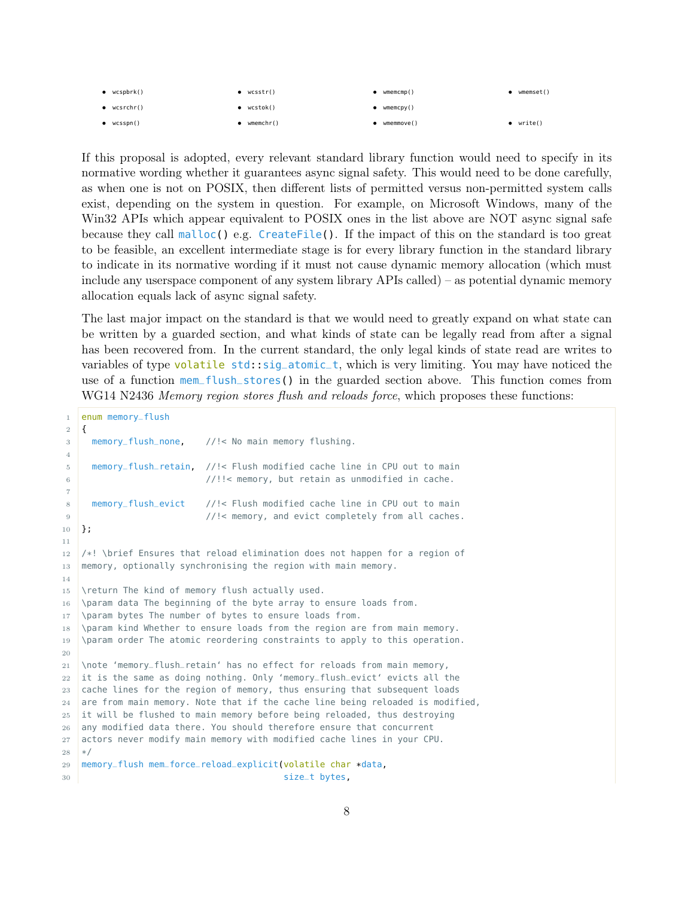- wcspbrk()
- wcsrchr()
- wcsspn()
- wcsstr()
- wcstok()
- wmemchr()
- wmemcmp()
- wmemcpy()
- wmemmove()
- wmemset()
- write()

If this proposal is adopted, every relevant standard library function would need to specify in its normative wording whether it guarantees async signal safety. This would need to be done carefully, as when one is not on POSIX, then different lists of permitted versus non-permitted system calls exist, depending on the system in question. For example, on Microsoft Windows, many of the Win32 APIs which appear equivalent to POSIX ones in the list above are NOT async signal safe because they call `malloc()` e.g. `CreateFile()`. If the impact of this on the standard is too great to be feasible, an excellent intermediate stage is for every library function in the standard library to indicate in its normative wording if it must not cause dynamic memory allocation (which must include any userspace component of any system library APIs called) – as potential dynamic memory allocation equals lack of async signal safety.

The last major impact on the standard is that we would need to greatly expand on what state can be written by a guarded section, and what kinds of state can be legally read from after a signal has been recovered from. In the current standard, the only legal kinds of state read are writes to variables of type `volatile std::sig_atomic_t`, which is very limiting. You may have noticed the use of a function `mem_flush_stores()` in the guarded section above. This function comes from WG14 N2436 *Memory region stores flush and reloads force*, which proposes these functions:

```
enum memory_flush
{
  memory_flush_none,    //!< No main memory flushing.

  memory_flush_retain,  //!< Flush modified cache line in CPU out to main
                        //!!< memory, but retain as unmodified in cache.

  memory_flush_evict    //!< Flush modified cache line in CPU out to main
                        //!< memory, and evict completely from all caches.
};

/*! \brief Ensures that reload elimination does not happen for a region of
memory, optionally synchronising the region with main memory.

\return The kind of memory flush actually used.
\param data The beginning of the byte array to ensure loads from.
\param bytes The number of bytes to ensure loads from.
\param kind Whether to ensure loads from the region are from main memory.
\param order The atomic reordering constraints to apply to this operation.

\note 'memory_flush_retain' has no effect for reloads from main memory,
it is the same as doing nothing. Only 'memory_flush_evict' evicts all the
cache lines for the region of memory, thus ensuring that subsequent loads
are from main memory. Note that if the cache line being reloaded is modified,
it will be flushed to main memory before being reloaded, thus destroying
any modified data there. You should therefore ensure that concurrent
actors never modify main memory with modified cache lines in your CPU.
*/
memory_flush mem_force_reload_explicit(volatile char *data,
                                       size_t bytes,
```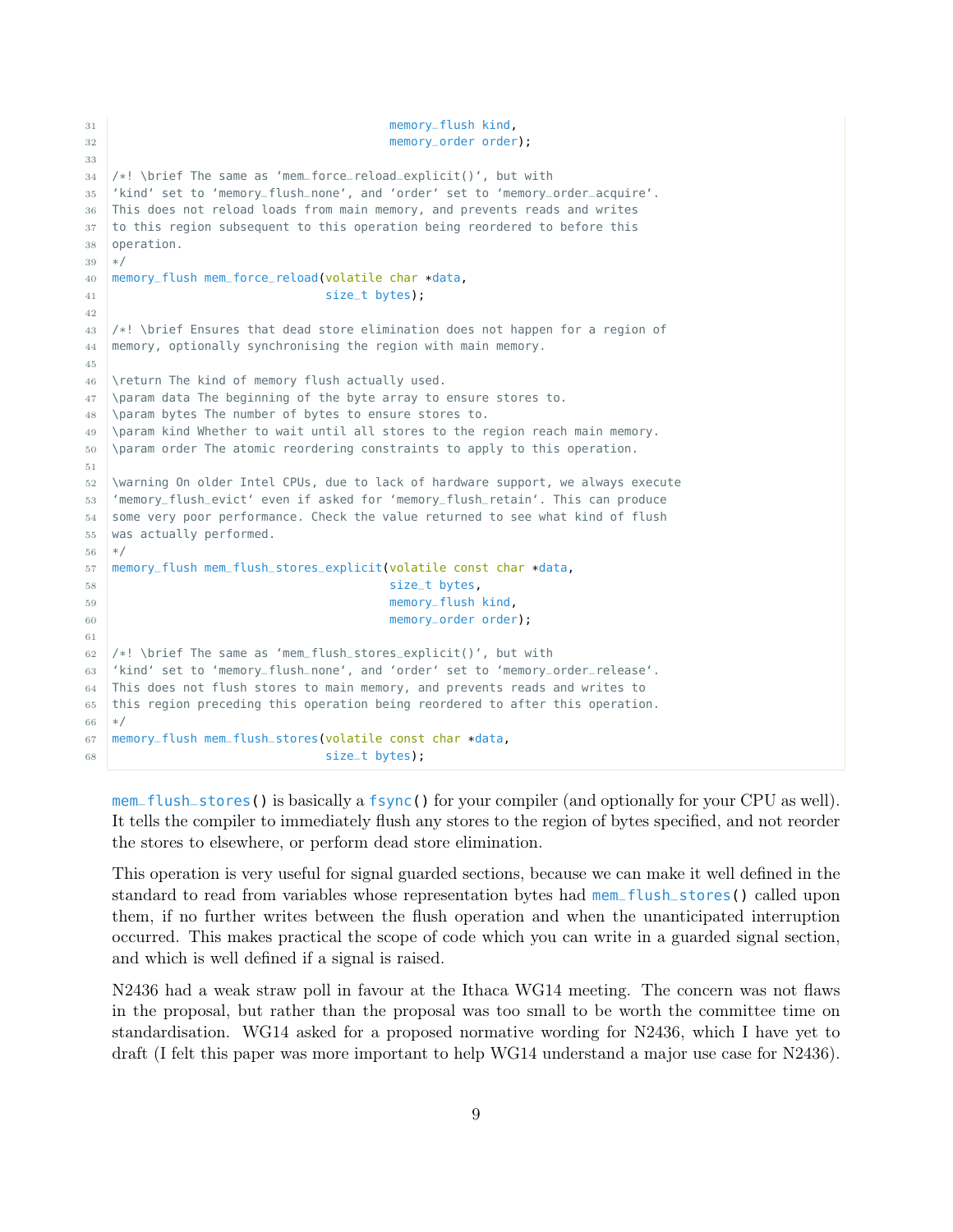```c
                                        memory_flush kind,
                                        memory_order order);

/*! \brief The same as `mem_force_reload_explicit()`, but with
`kind` set to `memory_flush_none`, and `order` set to `memory_order_acquire`.
This does not reload loads from main memory, and prevents reads and writes
to this region subsequent to this operation being reordered to before this
operation.
*/
memory_flush mem_force_reload(volatile char *data,
                              size_t bytes);

/*! \brief Ensures that dead store elimination does not happen for a region of
memory, optionally synchronising the region with main memory.

\return The kind of memory flush actually used.
\param data The beginning of the byte array to ensure stores to.
\param bytes The number of bytes to ensure stores to.
\param kind Whether to wait until all stores to the region reach main memory.
\param order The atomic reordering constraints to apply to this operation.

\warning On older Intel CPUs, due to lack of hardware support, we always execute
`memory_flush_evict` even if asked for `memory_flush_retain`. This can produce
some very poor performance. Check the value returned to see what kind of flush
was actually performed.
*/
memory_flush mem_flush_stores_explicit(volatile const char *data,
                                        size_t bytes,
                                        memory_flush kind,
                                        memory_order order);

/*! \brief The same as `mem_flush_stores_explicit()`, but with
`kind` set to `memory_flush_none`, and `order` set to `memory_order_release`.
This does not flush stores to main memory, and prevents reads and writes to
this region preceding this operation being reordered to after this operation.
*/
memory_flush mem_flush_stores(volatile const char *data,
                              size_t bytes);
```

`mem_flush_stores()` is basically a `fsync()` for your compiler (and optionally for your CPU as well). It tells the compiler to immediately flush any stores to the region of bytes specified, and not reorder the stores to elsewhere, or perform dead store elimination.

This operation is very useful for signal guarded sections, because we can make it well defined in the standard to read from variables whose representation bytes had `mem_flush_stores()` called upon them, if no further writes between the flush operation and when the unanticipated interruption occurred. This makes practical the scope of code which you can write in a guarded signal section, and which is well defined if a signal is raised.

N2436 had a weak straw poll in favour at the Ithaca WG14 meeting. The concern was not flaws in the proposal, but rather than the proposal was too small to be worth the committee time on standardisation. WG14 asked for a proposed normative wording for N2436, which I have yet to draft (I felt this paper was more important to help WG14 understand a major use case for N2436).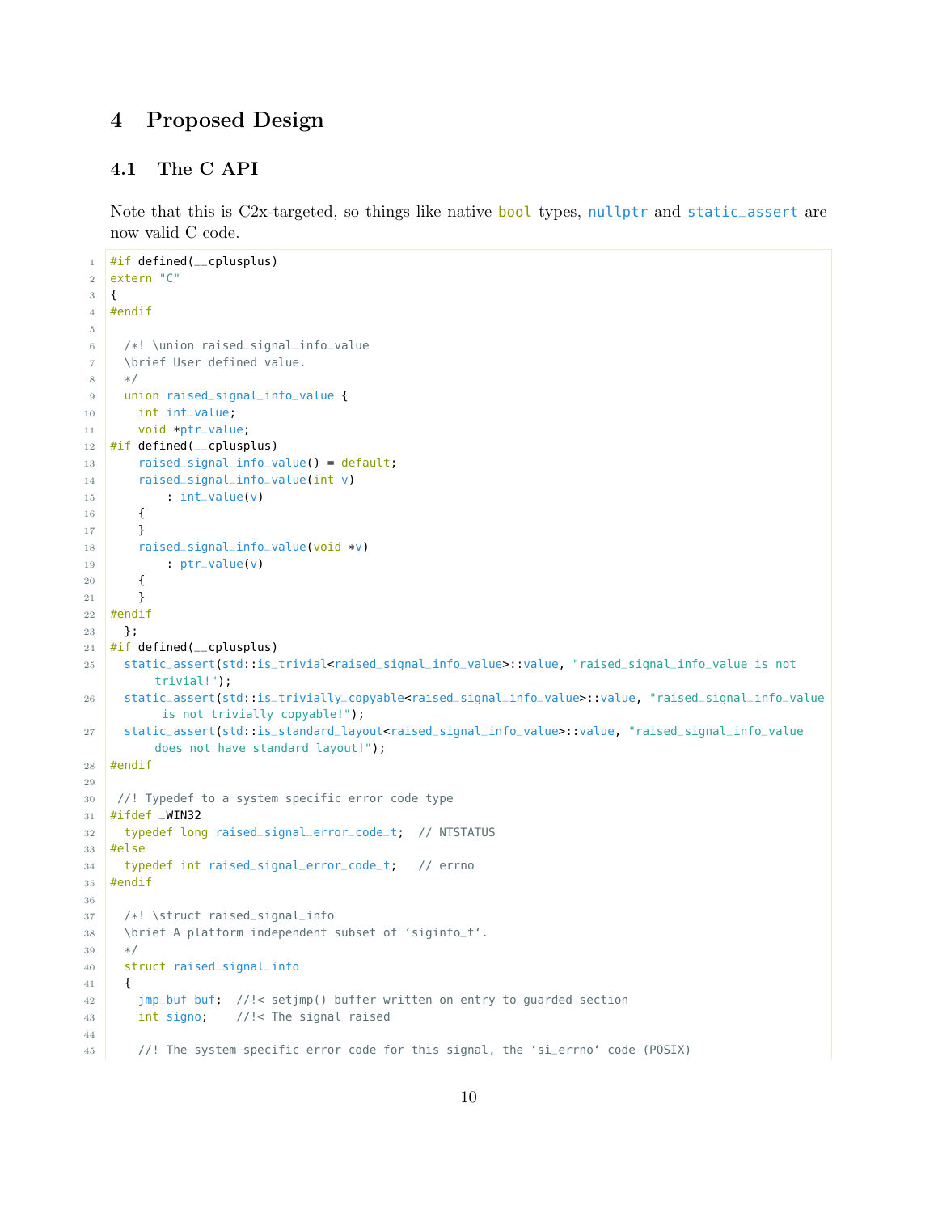## 4 Proposed Design

### 4.1 The C API

Note that this is C2x-targeted, so things like native `bool` types, `nullptr` and `static_assert` are now valid C code.

```
#if defined(__cplusplus)
extern "C"
{
#endif

  /*! \union raised_signal_info_value
  \brief User defined value.
  */
  union raised_signal_info_value {
    int int_value;
    void *ptr_value;
#if defined(__cplusplus)
    raised_signal_info_value() = default;
    raised_signal_info_value(int v)
        : int_value(v)
    {
    }
    raised_signal_info_value(void *v)
        : ptr_value(v)
    {
    }
#endif
  };
#if defined(__cplusplus)
  static_assert(std::is_trivial<raised_signal_info_value>::value, "raised_signal_info_value is not trivial!");
  static_assert(std::is_trivially_copyable<raised_signal_info_value>::value, "raised_signal_info_value is not trivially copyable!");
  static_assert(std::is_standard_layout<raised_signal_info_value>::value, "raised_signal_info_value does not have standard layout!");
#endif

 //! Typedef to a system specific error code type
#ifdef _WIN32
  typedef long raised_signal_error_code_t;  // NTSTATUS
#else
  typedef int raised_signal_error_code_t;   // errno
#endif

  /*! \struct raised_signal_info
  \brief A platform independent subset of `siginfo_t`.
  */
  struct raised_signal_info
  {
    jmp_buf buf;  //!< setjmp() buffer written on entry to guarded section
    int signo;    //!< The signal raised

    //! The system specific error code for this signal, the `si_errno` code (POSIX)
```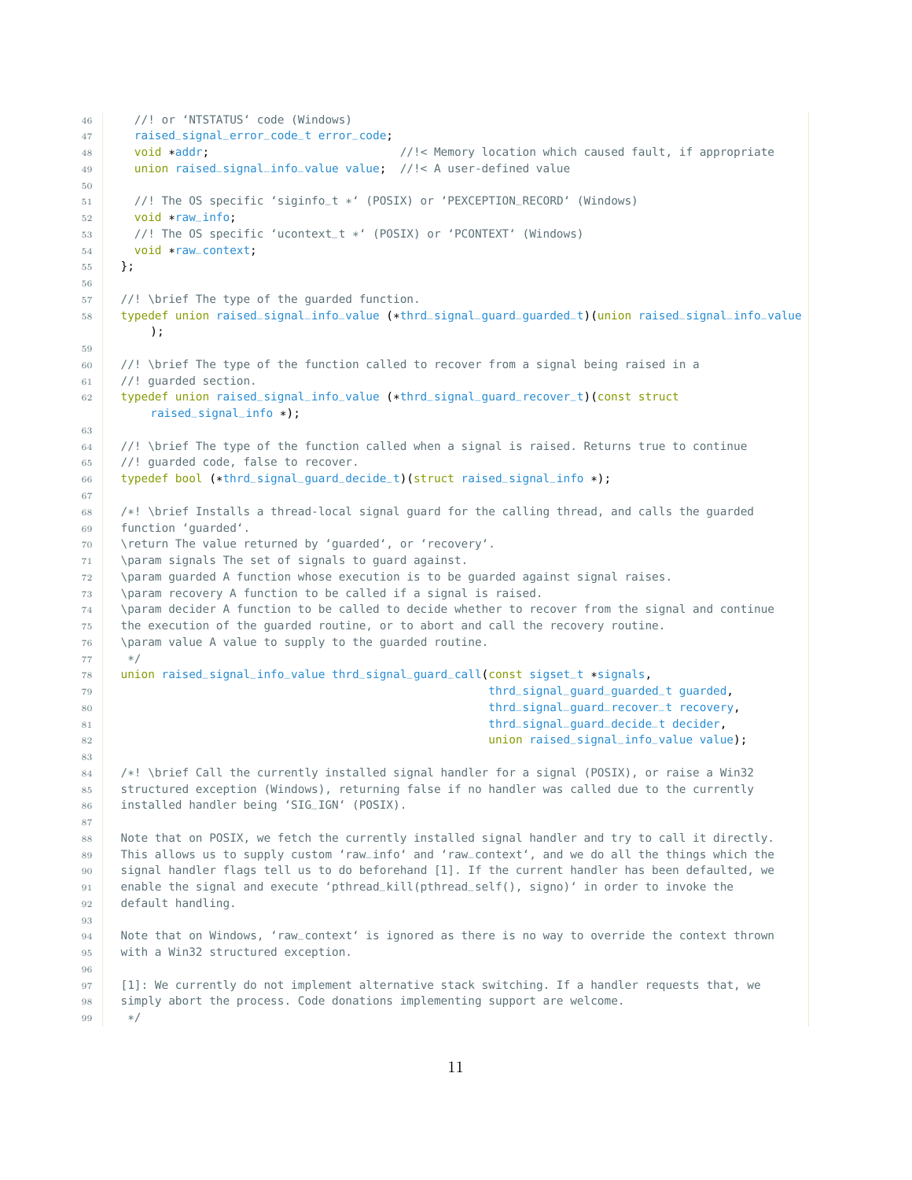```c
  //! or `NTSTATUS` code (Windows)
  raised_signal_error_code_t error_code;
  void *addr;                          //!< Memory location which caused fault, if appropriate
  union raised_signal_info_value value;  //!< A user-defined value

  //! The OS specific `siginfo_t *` (POSIX) or `PEXCEPTION_RECORD` (Windows)
  void *raw_info;
  //! The OS specific `ucontext_t *` (POSIX) or `PCONTEXT` (Windows)
  void *raw_context;
};

//! \brief The type of the guarded function.
typedef union raised_signal_info_value (*thrd_signal_guard_guarded_t)(union raised_signal_info_value
    );

//! \brief The type of the function called to recover from a signal being raised in a
//! guarded section.
typedef union raised_signal_info_value (*thrd_signal_guard_recover_t)(const struct
    raised_signal_info *);

//! \brief The type of the function called when a signal is raised. Returns true to continue
//! guarded code, false to recover.
typedef bool (*thrd_signal_guard_decide_t)(struct raised_signal_info *);

/*! \brief Installs a thread-local signal guard for the calling thread, and calls the guarded
function `guarded`.
\return The value returned by `guarded`, or `recovery`.
\param signals The set of signals to guard against.
\param guarded A function whose execution is to be guarded against signal raises.
\param recovery A function to be called if a signal is raised.
\param decider A function to be called to decide whether to recover from the signal and continue
the execution of the guarded routine, or to abort and call the recovery routine.
\param value A value to supply to the guarded routine.
 */
union raised_signal_info_value thrd_signal_guard_call(const sigset_t *signals,
                                                      thrd_signal_guard_guarded_t guarded,
                                                      thrd_signal_guard_recover_t recovery,
                                                      thrd_signal_guard_decide_t decider,
                                                      union raised_signal_info_value value);

/*! \brief Call the currently installed signal handler for a signal (POSIX), or raise a Win32
structured exception (Windows), returning false if no handler was called due to the currently
installed handler being `SIG_IGN` (POSIX).

Note that on POSIX, we fetch the currently installed signal handler and try to call it directly.
This allows us to supply custom `raw_info` and `raw_context`, and we do all the things which the
signal handler flags tell us to do beforehand [1]. If the current handler has been defaulted, we
enable the signal and execute `pthread_kill(pthread_self(), signo)` in order to invoke the
default handling.

Note that on Windows, `raw_context` is ignored as there is no way to override the context thrown
with a Win32 structured exception.

[1]: We currently do not implement alternative stack switching. If a handler requests that, we
simply abort the process. Code donations implementing support are welcome.
 */
```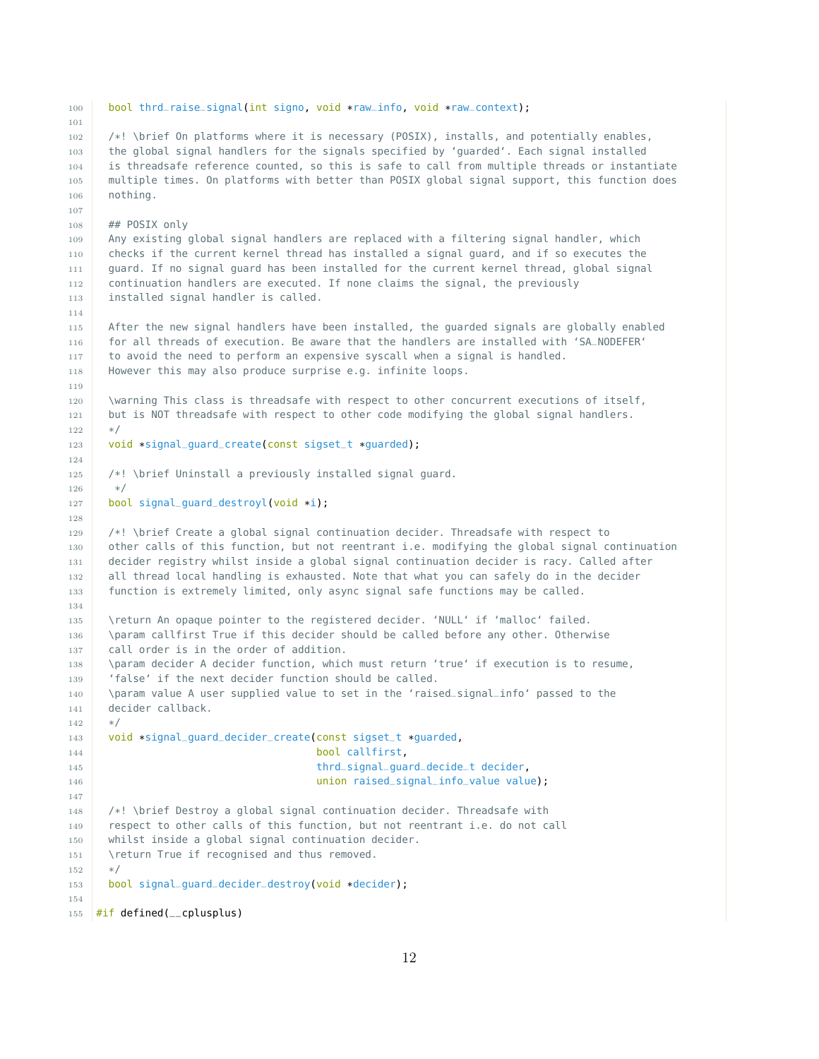```
bool thrd_raise_signal(int signo, void *raw_info, void *raw_context);

/*! \brief On platforms where it is necessary (POSIX), installs, and potentially enables,
the global signal handlers for the signals specified by `guarded`. Each signal installed
is threadsafe reference counted, so this is safe to call from multiple threads or instantiate
multiple times. On platforms with better than POSIX global signal support, this function does
nothing.

## POSIX only
Any existing global signal handlers are replaced with a filtering signal handler, which
checks if the current kernel thread has installed a signal guard, and if so executes the
guard. If no signal guard has been installed for the current kernel thread, global signal
continuation handlers are executed. If none claims the signal, the previously
installed signal handler is called.

After the new signal handlers have been installed, the guarded signals are globally enabled
for all threads of execution. Be aware that the handlers are installed with `SA_NODEFER`
to avoid the need to perform an expensive syscall when a signal is handled.
However this may also produce surprise e.g. infinite loops.

\warning This class is threadsafe with respect to other concurrent executions of itself,
but is NOT threadsafe with respect to other code modifying the global signal handlers.
*/
void *signal_guard_create(const sigset_t *guarded);

/*! \brief Uninstall a previously installed signal guard.
 */
bool signal_guard_destroyl(void *i);

/*! \brief Create a global signal continuation decider. Threadsafe with respect to
other calls of this function, but not reentrant i.e. modifying the global signal continuation
decider registry whilst inside a global signal continuation decider is racy. Called after
all thread local handling is exhausted. Note that what you can safely do in the decider
function is extremely limited, only async signal safe functions may be called.

\return An opaque pointer to the registered decider. `NULL` if `malloc` failed.
\param callfirst True if this decider should be called before any other. Otherwise
call order is in the order of addition.
\param decider A decider function, which must return `true` if execution is to resume,
`false` if the next decider function should be called.
\param value A user supplied value to set in the `raised_signal_info` passed to the
decider callback.
*/
void *signal_guard_decider_create(const sigset_t *guarded,
                                  bool callfirst,
                                  thrd_signal_guard_decide_t decider,
                                  union raised_signal_info_value value);

/*! \brief Destroy a global signal continuation decider. Threadsafe with
respect to other calls of this function, but not reentrant i.e. do not call
whilst inside a global signal continuation decider.
\return True if recognised and thus removed.
*/
bool signal_guard_decider_destroy(void *decider);

#if defined(__cplusplus)
```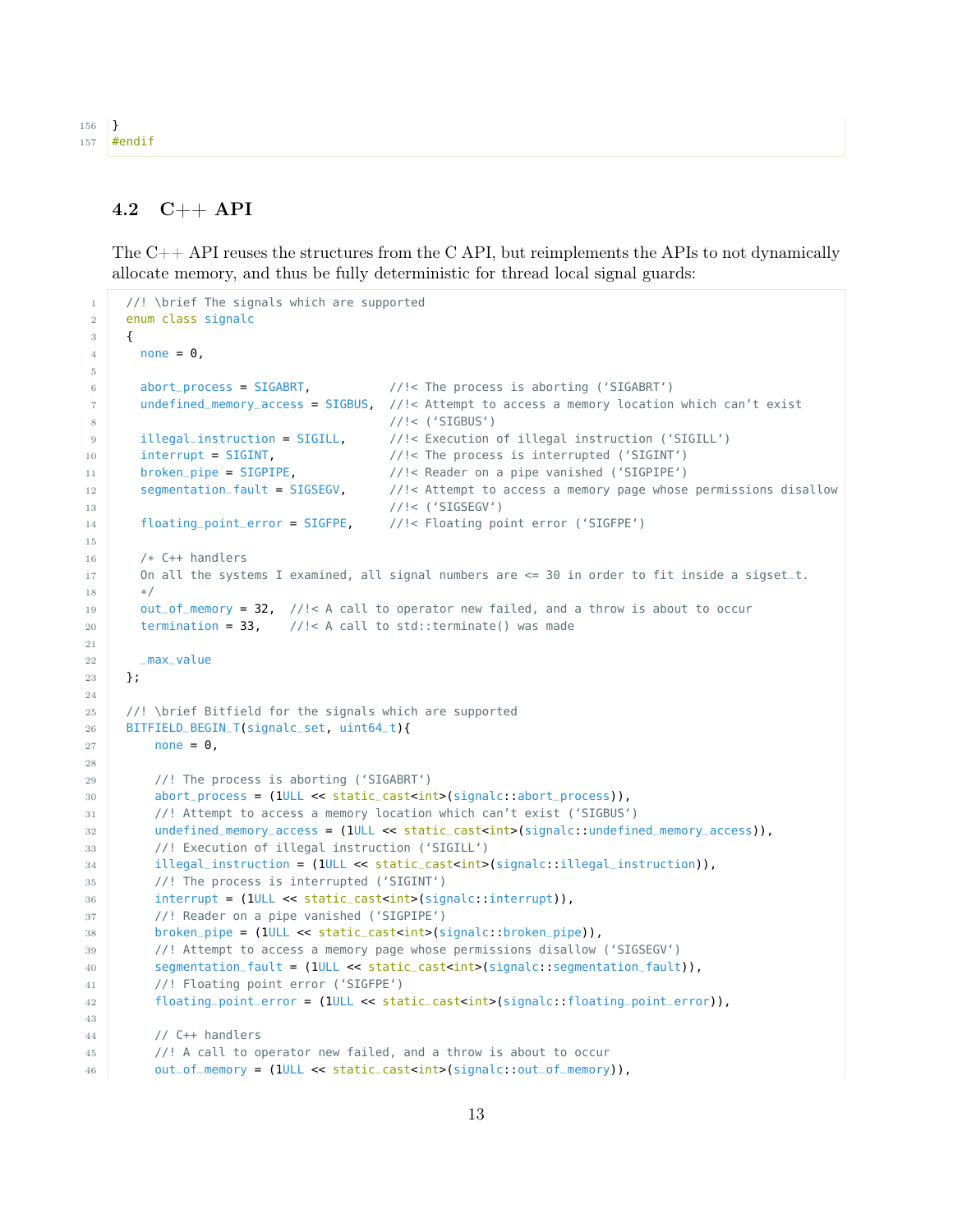```
}
#endif
```

## 4.2 C++ API

The C++ API reuses the structures from the C API, but reimplements the APIs to not dynamically allocate memory, and thus be fully deterministic for thread local signal guards:

```
  //! \brief The signals which are supported
  enum class signalc
  {
    none = 0,

    abort_process = SIGABRT,           //!< The process is aborting (‘SIGABRT‘)
    undefined_memory_access = SIGBUS,  //!< Attempt to access a memory location which can’t exist
                                       //!< (‘SIGBUS‘)
    illegal_instruction = SIGILL,      //!< Execution of illegal instruction (‘SIGILL‘)
    interrupt = SIGINT,                //!< The process is interrupted (‘SIGINT‘)
    broken_pipe = SIGPIPE,             //!< Reader on a pipe vanished (‘SIGPIPE‘)
    segmentation_fault = SIGSEGV,      //!< Attempt to access a memory page whose permissions disallow
                                       //!< (‘SIGSEGV‘)
    floating_point_error = SIGFPE,     //!< Floating point error (‘SIGFPE‘)

    /* C++ handlers
    On all the systems I examined, all signal numbers are <= 30 in order to fit inside a sigset_t.
    */
    out_of_memory = 32,  //!< A call to operator new failed, and a throw is about to occur
    termination = 33,    //!< A call to std::terminate() was made

    _max_value
  };

  //! \brief Bitfield for the signals which are supported
  BITFIELD_BEGIN_T(signalc_set, uint64_t){
      none = 0,

      //! The process is aborting (‘SIGABRT‘)
      abort_process = (1ULL << static_cast<int>(signalc::abort_process)),
      //! Attempt to access a memory location which can’t exist (‘SIGBUS‘)
      undefined_memory_access = (1ULL << static_cast<int>(signalc::undefined_memory_access)),
      //! Execution of illegal instruction (‘SIGILL‘)
      illegal_instruction = (1ULL << static_cast<int>(signalc::illegal_instruction)),
      //! The process is interrupted (‘SIGINT‘)
      interrupt = (1ULL << static_cast<int>(signalc::interrupt)),
      //! Reader on a pipe vanished (‘SIGPIPE‘)
      broken_pipe = (1ULL << static_cast<int>(signalc::broken_pipe)),
      //! Attempt to access a memory page whose permissions disallow (‘SIGSEGV‘)
      segmentation_fault = (1ULL << static_cast<int>(signalc::segmentation_fault)),
      //! Floating point error (‘SIGFPE‘)
      floating_point_error = (1ULL << static_cast<int>(signalc::floating_point_error)),

      // C++ handlers
      //! A call to operator new failed, and a throw is about to occur
      out_of_memory = (1ULL << static_cast<int>(signalc::out_of_memory)),
```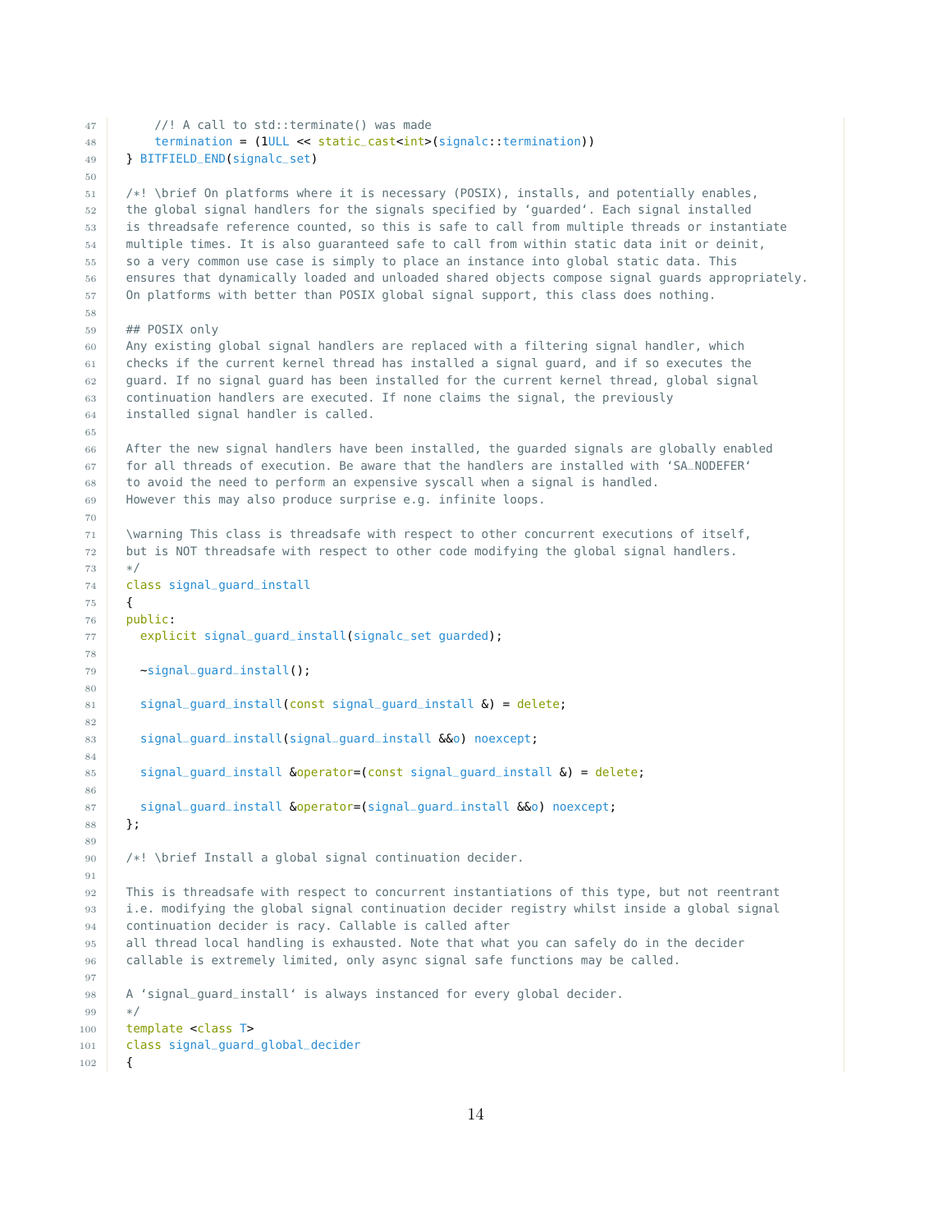```
    //! A call to std::terminate() was made
    termination = (1ULL << static_cast<int>(signalc::termination))
} BITFIELD_END(signalc_set)

/*! \brief On platforms where it is necessary (POSIX), installs, and potentially enables,
the global signal handlers for the signals specified by `guarded`. Each signal installed
is threadsafe reference counted, so this is safe to call from multiple threads or instantiate
multiple times. It is also guaranteed safe to call from within static data init or deinit,
so a very common use case is simply to place an instance into global static data. This
ensures that dynamically loaded and unloaded shared objects compose signal guards appropriately.
On platforms with better than POSIX global signal support, this class does nothing.

## POSIX only
Any existing global signal handlers are replaced with a filtering signal handler, which
checks if the current kernel thread has installed a signal guard, and if so executes the
guard. If no signal guard has been installed for the current kernel thread, global signal
continuation handlers are executed. If none claims the signal, the previously
installed signal handler is called.

After the new signal handlers have been installed, the guarded signals are globally enabled
for all threads of execution. Be aware that the handlers are installed with `SA_NODEFER`
to avoid the need to perform an expensive syscall when a signal is handled.
However this may also produce surprise e.g. infinite loops.

\warning This class is threadsafe with respect to other concurrent executions of itself,
but is NOT threadsafe with respect to other code modifying the global signal handlers.
*/
class signal_guard_install
{
public:
  explicit signal_guard_install(signalc_set guarded);

  ~signal_guard_install();

  signal_guard_install(const signal_guard_install &) = delete;

  signal_guard_install(signal_guard_install &&o) noexcept;

  signal_guard_install &operator=(const signal_guard_install &) = delete;

  signal_guard_install &operator=(signal_guard_install &&o) noexcept;
};

/*! \brief Install a global signal continuation decider.

This is threadsafe with respect to concurrent instantiations of this type, but not reentrant
i.e. modifying the global signal continuation decider registry whilst inside a global signal
continuation decider is racy. Callable is called after
all thread local handling is exhausted. Note that what you can safely do in the decider
callable is extremely limited, only async signal safe functions may be called.

A `signal_guard_install` is always instanced for every global decider.
*/
template <class T>
class signal_guard_global_decider
{
```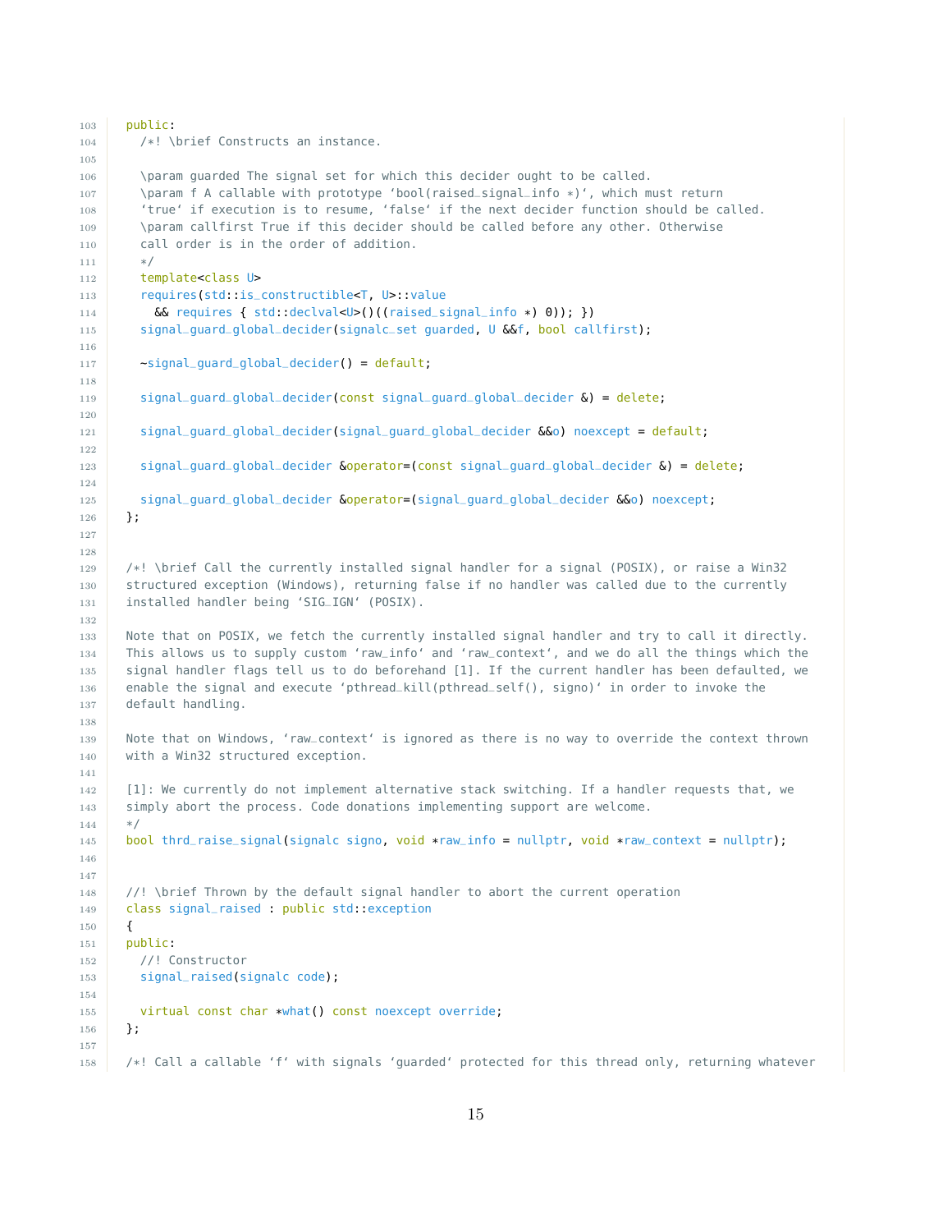```cpp
public:
  /*! \brief Constructs an instance.

  \param guarded The signal set for which this decider ought to be called.
  \param f A callable with prototype `bool(raised_signal_info *)`, which must return
  `true` if execution is to resume, `false` if the next decider function should be called.
  \param callfirst True if this decider should be called before any other. Otherwise
  call order is in the order of addition.
  */
  template<class U>
  requires(std::is_constructible<T, U>::value
    && requires { std::declval<U>()((raised_signal_info *) 0)); })
  signal_guard_global_decider(signalc_set guarded, U &&f, bool callfirst);

  ~signal_guard_global_decider() = default;

  signal_guard_global_decider(const signal_guard_global_decider &) = delete;

  signal_guard_global_decider(signal_guard_global_decider &&o) noexcept = default;

  signal_guard_global_decider &operator=(const signal_guard_global_decider &) = delete;

  signal_guard_global_decider &operator=(signal_guard_global_decider &&o) noexcept;
};


/*! \brief Call the currently installed signal handler for a signal (POSIX), or raise a Win32
structured exception (Windows), returning false if no handler was called due to the currently
installed handler being `SIG_IGN` (POSIX).

Note that on POSIX, we fetch the currently installed signal handler and try to call it directly.
This allows us to supply custom `raw_info` and `raw_context`, and we do all the things which the
signal handler flags tell us to do beforehand [1]. If the current handler has been defaulted, we
enable the signal and execute `pthread_kill(pthread_self(), signo)` in order to invoke the
default handling.

Note that on Windows, `raw_context` is ignored as there is no way to override the context thrown
with a Win32 structured exception.

[1]: We currently do not implement alternative stack switching. If a handler requests that, we
simply abort the process. Code donations implementing support are welcome.
*/
bool thrd_raise_signal(signalc signo, void *raw_info = nullptr, void *raw_context = nullptr);


//! \brief Thrown by the default signal handler to abort the current operation
class signal_raised : public std::exception
{
public:
  //! Constructor
  signal_raised(signalc code);

  virtual const char *what() const noexcept override;
};

/*! Call a callable `f` with signals `guarded` protected for this thread only, returning whatever
```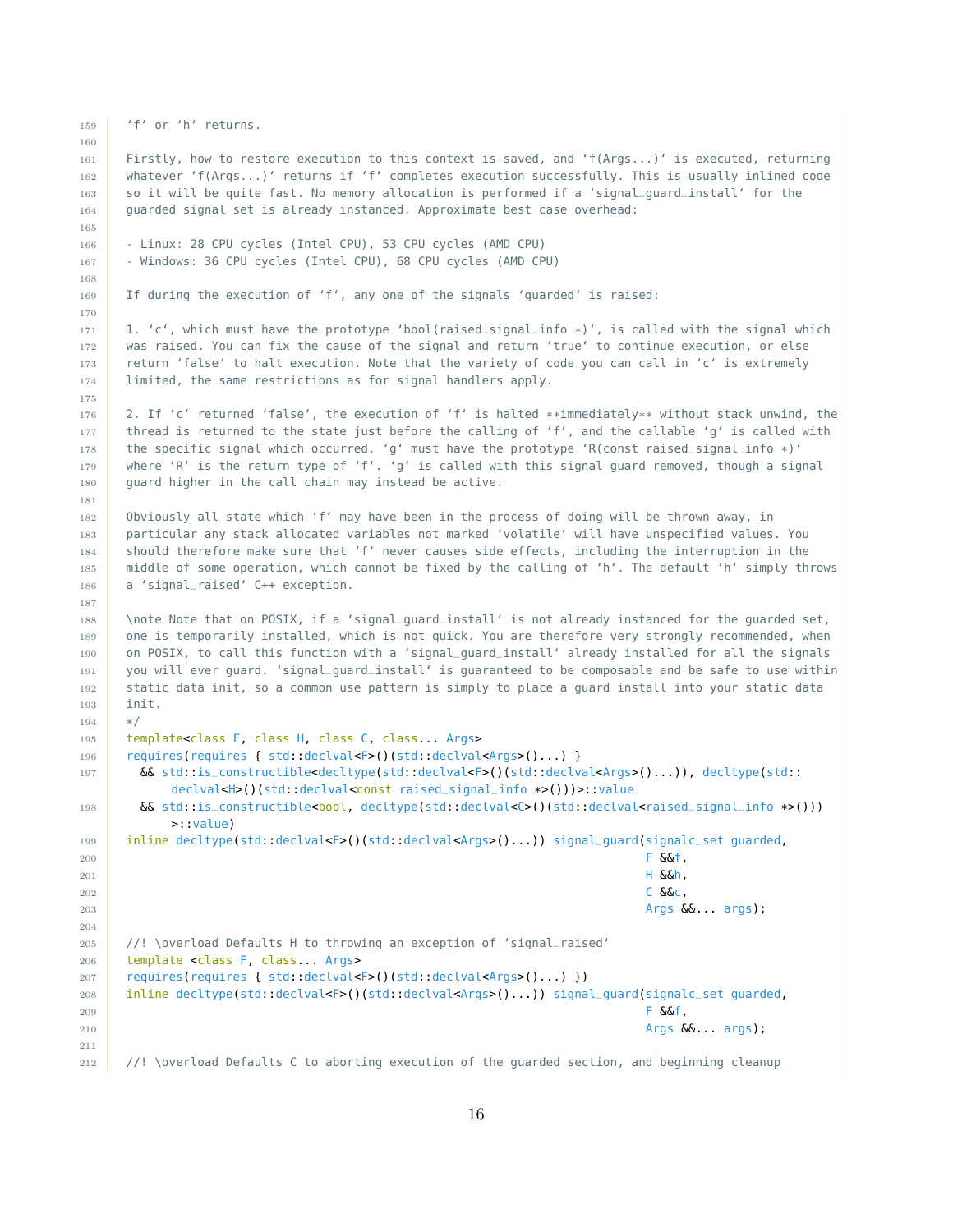```
'f' or 'h' returns.

Firstly, how to restore execution to this context is saved, and 'f(Args...)' is executed, returning
whatever 'f(Args...)' returns if 'f' completes execution successfully. This is usually inlined code
so it will be quite fast. No memory allocation is performed if a 'signal_guard_install' for the
guarded signal set is already instanced. Approximate best case overhead:

- Linux: 28 CPU cycles (Intel CPU), 53 CPU cycles (AMD CPU)
- Windows: 36 CPU cycles (Intel CPU), 68 CPU cycles (AMD CPU)

If during the execution of 'f', any one of the signals 'guarded' is raised:

1. 'c', which must have the prototype 'bool(raised_signal_info *)', is called with the signal which
was raised. You can fix the cause of the signal and return 'true' to continue execution, or else
return 'false' to halt execution. Note that the variety of code you can call in 'c' is extremely
limited, the same restrictions as for signal handlers apply.

2. If 'c' returned 'false', the execution of 'f' is halted **immediately** without stack unwind, the
thread is returned to the state just before the calling of 'f', and the callable 'g' is called with
the specific signal which occurred. 'g' must have the prototype 'R(const raised_signal_info *)'
where 'R' is the return type of 'f'. 'g' is called with this signal guard removed, though a signal
guard higher in the call chain may instead be active.

Obviously all state which 'f' may have been in the process of doing will be thrown away, in
particular any stack allocated variables not marked 'volatile' will have unspecified values. You
should therefore make sure that 'f' never causes side effects, including the interruption in the
middle of some operation, which cannot be fixed by the calling of 'h'. The default 'h' simply throws
a 'signal_raised' C++ exception.

\note Note that on POSIX, if a 'signal_guard_install' is not already instanced for the guarded set,
one is temporarily installed, which is not quick. You are therefore very strongly recommended, when
on POSIX, to call this function with a 'signal_guard_install' already installed for all the signals
you will ever guard. 'signal_guard_install' is guaranteed to be composable and be safe to use within
static data init, so a common use pattern is simply to place a guard install into your static data
init.
*/
template<class F, class H, class C, class... Args>
requires(requires { std::declval<F>()(std::declval<Args>()...) }
  && std::is_constructible<decltype(std::declval<F>()(std::declval<Args>()...)), decltype(std::
       declval<H>()(std::declval<const raised_signal_info *>()))>::value
  && std::is_constructible<bool, decltype(std::declval<C>()(std::declval<raised_signal_info *>()))
       >::value)
inline decltype(std::declval<F>()(std::declval<Args>()...)) signal_guard(signalc_set guarded,
                                                                        F &&f,
                                                                        H &&h,
                                                                        C &&c,
                                                                        Args &&... args);

//! \overload Defaults H to throwing an exception of 'signal_raised'
template <class F, class... Args>
requires(requires { std::declval<F>()(std::declval<Args>()...) })
inline decltype(std::declval<F>()(std::declval<Args>()...)) signal_guard(signalc_set guarded,
                                                                        F &&f,
                                                                        Args &&... args);

//! \overload Defaults C to aborting execution of the guarded section, and beginning cleanup
```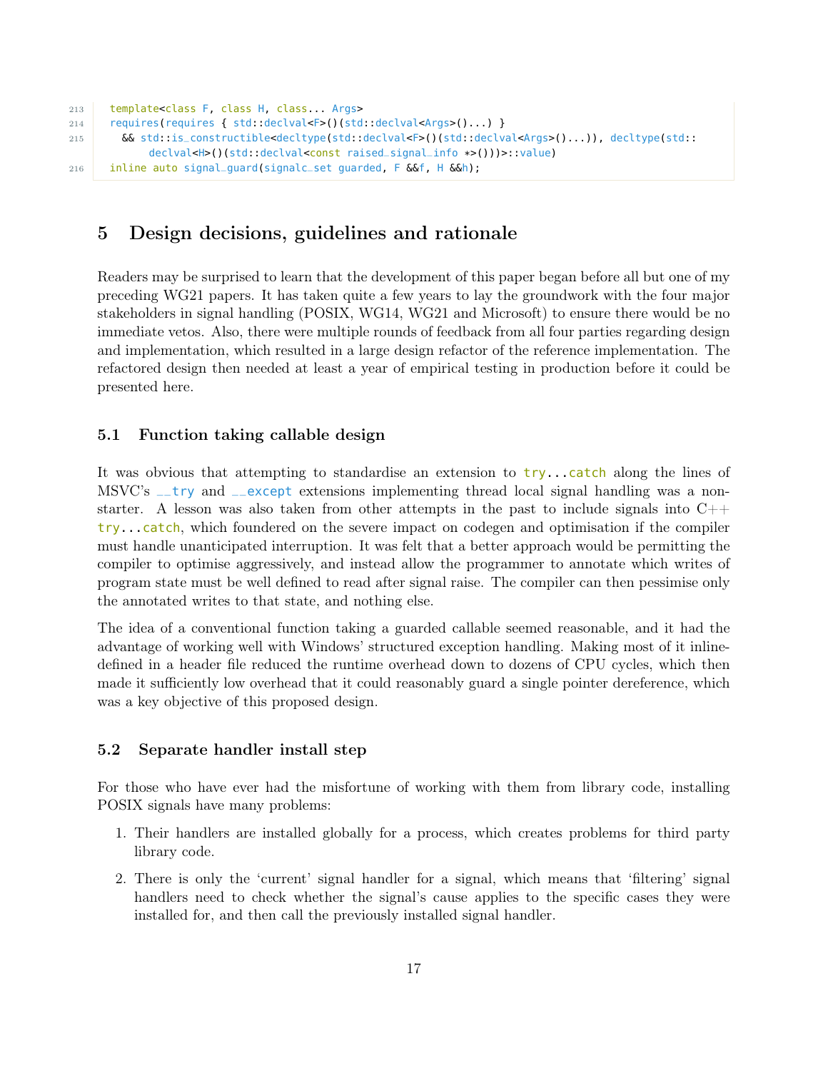```
template<class F, class H, class... Args>
requires(requires { std::declval<F>()(std::declval<Args>()...) }
  && std::is_constructible<decltype(std::declval<F>()(std::declval<Args>()...)), decltype(std::
      declval<H>()(std::declval<const raised_signal_info *>()))>::value)
inline auto signal_guard(signalc_set guarded, F &&f, H &&h);
```

## 5 Design decisions, guidelines and rationale

Readers may be surprised to learn that the development of this paper began before all but one of my preceding WG21 papers. It has taken quite a few years to lay the groundwork with the four major stakeholders in signal handling (POSIX, WG14, WG21 and Microsoft) to ensure there would be no immediate vetos. Also, there were multiple rounds of feedback from all four parties regarding design and implementation, which resulted in a large design refactor of the reference implementation. The refactored design then needed at least a year of empirical testing in production before it could be presented here.

### 5.1 Function taking callable design

It was obvious that attempting to standardise an extension to `try...catch` along the lines of MSVC's `__try` and `__except` extensions implementing thread local signal handling was a non-starter. A lesson was also taken from other attempts in the past to include signals into C++ `try...catch`, which foundered on the severe impact on codegen and optimisation if the compiler must handle unanticipated interruption. It was felt that a better approach would be permitting the compiler to optimise aggressively, and instead allow the programmer to annotate which writes of program state must be well defined to read after signal raise. The compiler can then pessimise only the annotated writes to that state, and nothing else.

The idea of a conventional function taking a guarded callable seemed reasonable, and it had the advantage of working well with Windows' structured exception handling. Making most of it inline-defined in a header file reduced the runtime overhead down to dozens of CPU cycles, which then made it sufficiently low overhead that it could reasonably guard a single pointer dereference, which was a key objective of this proposed design.

### 5.2 Separate handler install step

For those who have ever had the misfortune of working with them from library code, installing POSIX signals have many problems:

1. Their handlers are installed globally for a process, which creates problems for third party library code.
2. There is only the 'current' signal handler for a signal, which means that 'filtering' signal handlers need to check whether the signal's cause applies to the specific cases they were installed for, and then call the previously installed signal handler.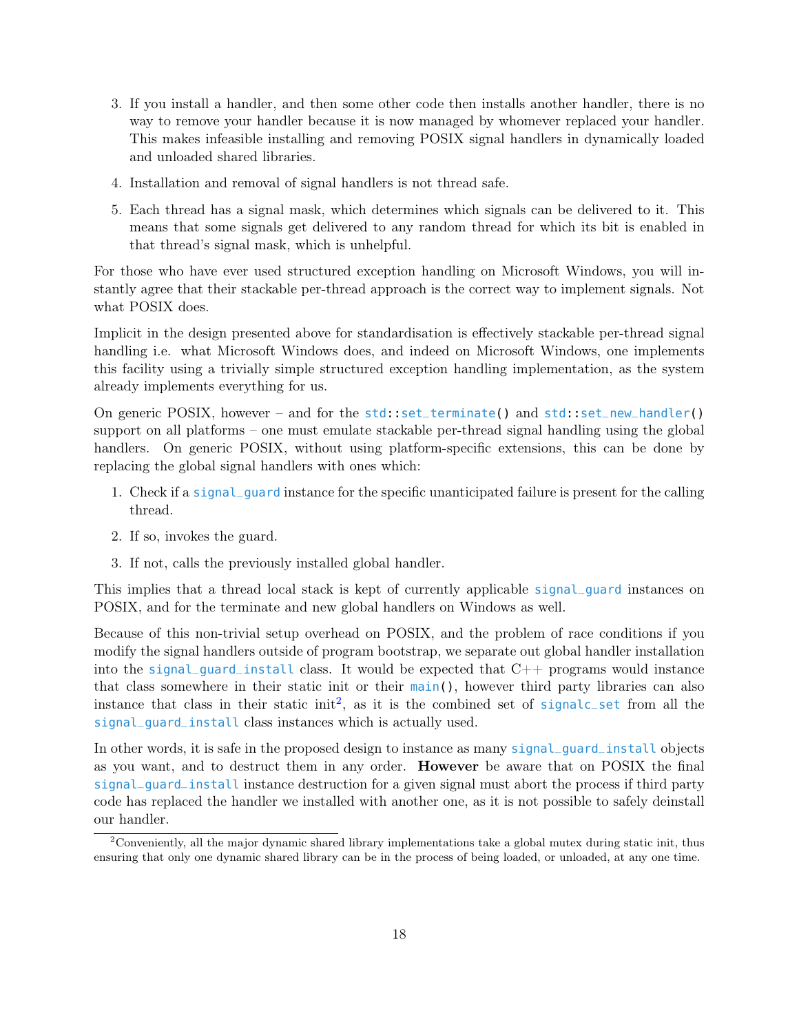3. If you install a handler, and then some other code then installs another handler, there is no way to remove your handler because it is now managed by whomever replaced your handler. This makes infeasible installing and removing POSIX signal handlers in dynamically loaded and unloaded shared libraries.

4. Installation and removal of signal handlers is not thread safe.

5. Each thread has a signal mask, which determines which signals can be delivered to it. This means that some signals get delivered to any random thread for which its bit is enabled in that thread's signal mask, which is unhelpful.

For those who have ever used structured exception handling on Microsoft Windows, you will instantly agree that their stackable per-thread approach is the correct way to implement signals. Not what POSIX does.

Implicit in the design presented above for standardisation is effectively stackable per-thread signal handling i.e. what Microsoft Windows does, and indeed on Microsoft Windows, one implements this facility using a trivially simple structured exception handling implementation, as the system already implements everything for us.

On generic POSIX, however – and for the `std::set_terminate()` and `std::set_new_handler()` support on all platforms – one must emulate stackable per-thread signal handling using the global handlers. On generic POSIX, without using platform-specific extensions, this can be done by replacing the global signal handlers with ones which:

1. Check if a `signal_guard` instance for the specific unanticipated failure is present for the calling thread.

2. If so, invokes the guard.

3. If not, calls the previously installed global handler.

This implies that a thread local stack is kept of currently applicable `signal_guard` instances on POSIX, and for the terminate and new global handlers on Windows as well.

Because of this non-trivial setup overhead on POSIX, and the problem of race conditions if you modify the signal handlers outside of program bootstrap, we separate out global handler installation into the `signal_guard_install` class. It would be expected that C++ programs would instance that class somewhere in their static init or their `main()`, however third party libraries can also instance that class in their static init[2], as it is the combined set of `signalc_set` from all the `signal_guard_install` class instances which is actually used.

In other words, it is safe in the proposed design to instance as many `signal_guard_install` objects as you want, and to destruct them in any order. **However** be aware that on POSIX the final `signal_guard_install` instance destruction for a given signal must abort the process if third party code has replaced the handler we installed with another one, as it is not possible to safely deinstall our handler.

[2]Conveniently, all the major dynamic shared library implementations take a global mutex during static init, thus ensuring that only one dynamic shared library can be in the process of being loaded, or unloaded, at any one time.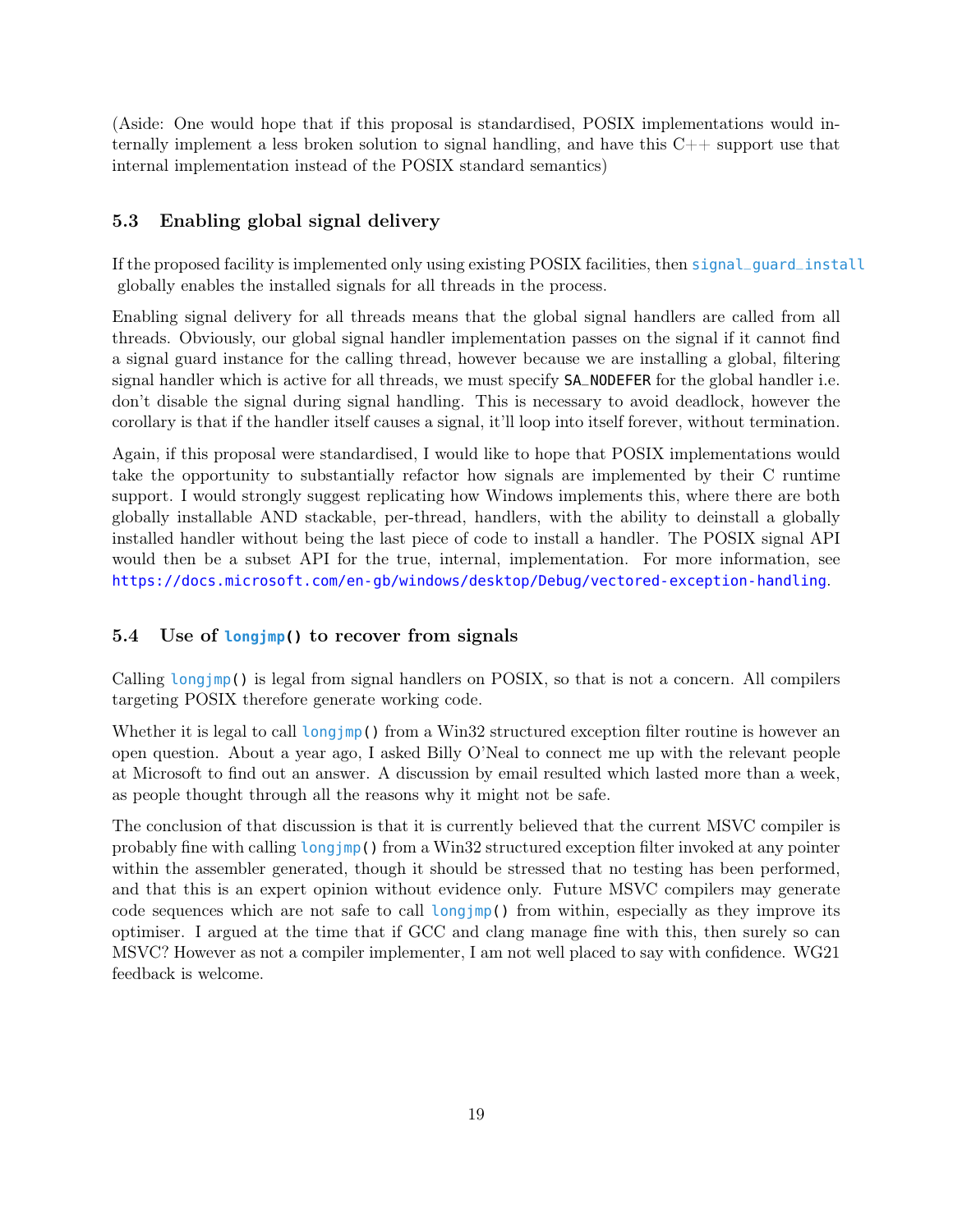(Aside: One would hope that if this proposal is standardised, POSIX implementations would internally implement a less broken solution to signal handling, and have this C++ support use that internal implementation instead of the POSIX standard semantics)

### 5.3 Enabling global signal delivery

If the proposed facility is implemented only using existing POSIX facilities, then `signal_guard_install` globally enables the installed signals for all threads in the process.

Enabling signal delivery for all threads means that the global signal handlers are called from all threads. Obviously, our global signal handler implementation passes on the signal if it cannot find a signal guard instance for the calling thread, however because we are installing a global, filtering signal handler which is active for all threads, we must specify `SA_NODEFER` for the global handler i.e. don't disable the signal during signal handling. This is necessary to avoid deadlock, however the corollary is that if the handler itself causes a signal, it'll loop into itself forever, without termination.

Again, if this proposal were standardised, I would like to hope that POSIX implementations would take the opportunity to substantially refactor how signals are implemented by their C runtime support. I would strongly suggest replicating how Windows implements this, where there are both globally installable AND stackable, per-thread, handlers, with the ability to deinstall a globally installed handler without being the last piece of code to install a handler. The POSIX signal API would then be a subset API for the true, internal, implementation. For more information, see https://docs.microsoft.com/en-gb/windows/desktop/Debug/vectored-exception-handling.

### 5.4 Use of `longjmp()` to recover from signals

Calling `longjmp()` is legal from signal handlers on POSIX, so that is not a concern. All compilers targeting POSIX therefore generate working code.

Whether it is legal to call `longjmp()` from a Win32 structured exception filter routine is however an open question. About a year ago, I asked Billy O'Neal to connect me up with the relevant people at Microsoft to find out an answer. A discussion by email resulted which lasted more than a week, as people thought through all the reasons why it might not be safe.

The conclusion of that discussion is that it is currently believed that the current MSVC compiler is probably fine with calling `longjmp()` from a Win32 structured exception filter invoked at any pointer within the assembler generated, though it should be stressed that no testing has been performed, and that this is an expert opinion without evidence only. Future MSVC compilers may generate code sequences which are not safe to call `longjmp()` from within, especially as they improve its optimiser. I argued at the time that if GCC and clang manage fine with this, then surely so can MSVC? However as not a compiler implementer, I am not well placed to say with confidence. WG21 feedback is welcome.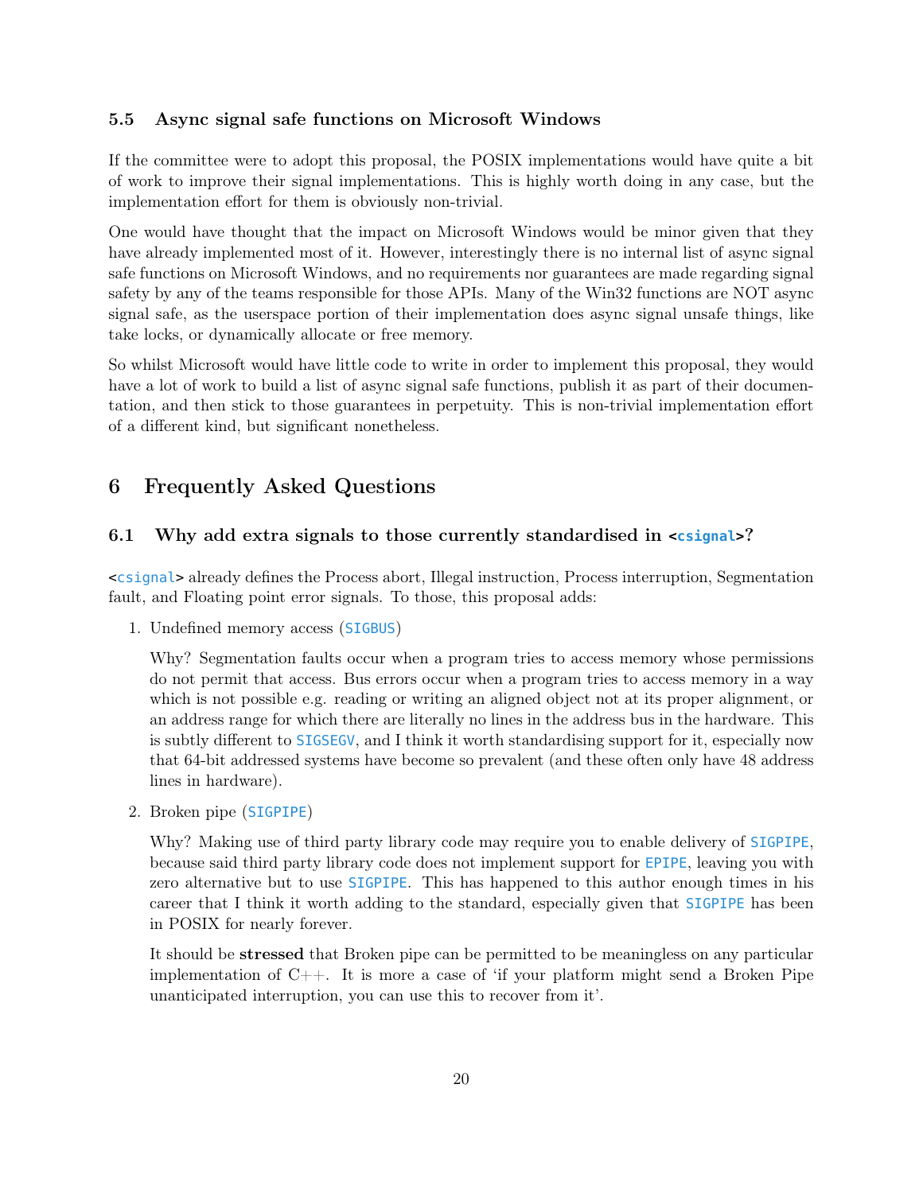### 5.5 Async signal safe functions on Microsoft Windows

If the committee were to adopt this proposal, the POSIX implementations would have quite a bit of work to improve their signal implementations. This is highly worth doing in any case, but the implementation effort for them is obviously non-trivial.

One would have thought that the impact on Microsoft Windows would be minor given that they have already implemented most of it. However, interestingly there is no internal list of async signal safe functions on Microsoft Windows, and no requirements nor guarantees are made regarding signal safety by any of the teams responsible for those APIs. Many of the Win32 functions are NOT async signal safe, as the userspace portion of their implementation does async signal unsafe things, like take locks, or dynamically allocate or free memory.

So whilst Microsoft would have little code to write in order to implement this proposal, they would have a lot of work to build a list of async signal safe functions, publish it as part of their documentation, and then stick to those guarantees in perpetuity. This is non-trivial implementation effort of a different kind, but significant nonetheless.

## 6 Frequently Asked Questions

### 6.1 Why add extra signals to those currently standardised in `<csignal>`?

`<csignal>` already defines the Process abort, Illegal instruction, Process interruption, Segmentation fault, and Floating point error signals. To those, this proposal adds:

1. Undefined memory access (`SIGBUS`)

   Why? Segmentation faults occur when a program tries to access memory whose permissions do not permit that access. Bus errors occur when a program tries to access memory in a way which is not possible e.g. reading or writing an aligned object not at its proper alignment, or an address range for which there are literally no lines in the address bus in the hardware. This is subtly different to `SIGSEGV`, and I think it worth standardising support for it, especially now that 64-bit addressed systems have become so prevalent (and these often only have 48 address lines in hardware).

2. Broken pipe (`SIGPIPE`)

   Why? Making use of third party library code may require you to enable delivery of `SIGPIPE`, because said third party library code does not implement support for `EPIPE`, leaving you with zero alternative but to use `SIGPIPE`. This has happened to this author enough times in his career that I think it worth adding to the standard, especially given that `SIGPIPE` has been in POSIX for nearly forever.

   It should be **stressed** that Broken pipe can be permitted to be meaningless on any particular implementation of C++. It is more a case of 'if your platform might send a Broken Pipe unanticipated interruption, you can use this to recover from it'.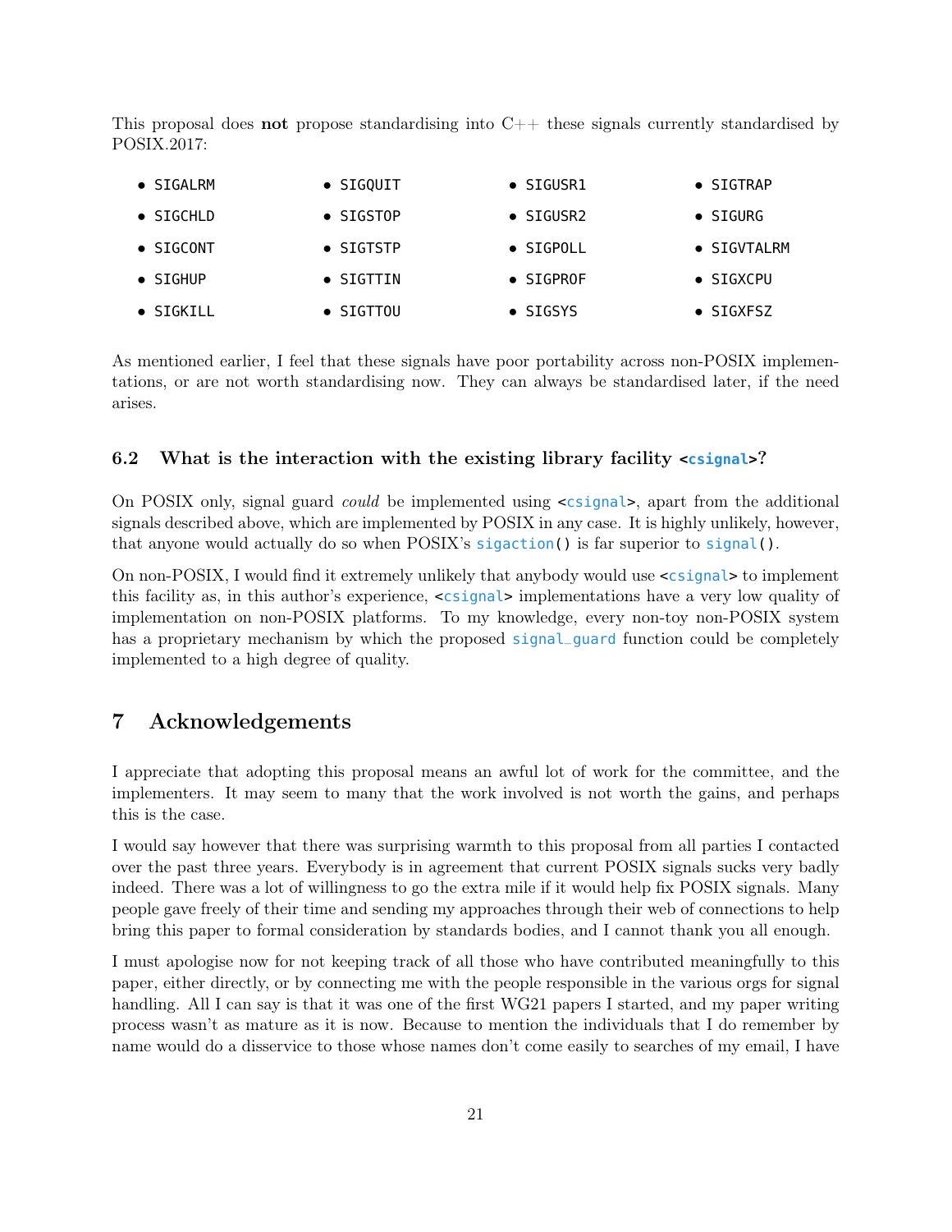This proposal does **not** propose standardising into C++ these signals currently standardised by POSIX.2017:

- SIGALRM
- SIGCHLD
- SIGCONT
- SIGHUP
- SIGKILL
- SIGQUIT
- SIGSTOP
- SIGTSTP
- SIGTTIN
- SIGTTOU
- SIGUSR1
- SIGUSR2
- SIGPOLL
- SIGPROF
- SIGSYS
- SIGTRAP
- SIGURG
- SIGVTALRM
- SIGXCPU
- SIGXFSZ

As mentioned earlier, I feel that these signals have poor portability across non-POSIX implementations, or are not worth standardising now. They can always be standardised later, if the need arises.

### 6.2 What is the interaction with the existing library facility `<csignal>`?

On POSIX only, signal guard *could* be implemented using `<csignal>`, apart from the additional signals described above, which are implemented by POSIX in any case. It is highly unlikely, however, that anyone would actually do so when POSIX's `sigaction()` is far superior to `signal()`.

On non-POSIX, I would find it extremely unlikely that anybody would use `<csignal>` to implement this facility as, in this author's experience, `<csignal>` implementations have a very low quality of implementation on non-POSIX platforms. To my knowledge, every non-toy non-POSIX system has a proprietary mechanism by which the proposed `signal_guard` function could be completely implemented to a high degree of quality.

## 7 Acknowledgements

I appreciate that adopting this proposal means an awful lot of work for the committee, and the implementers. It may seem to many that the work involved is not worth the gains, and perhaps this is the case.

I would say however that there was surprising warmth to this proposal from all parties I contacted over the past three years. Everybody is in agreement that current POSIX signals sucks very badly indeed. There was a lot of willingness to go the extra mile if it would help fix POSIX signals. Many people gave freely of their time and sending my approaches through their web of connections to help bring this paper to formal consideration by standards bodies, and I cannot thank you all enough.

I must apologise now for not keeping track of all those who have contributed meaningfully to this paper, either directly, or by connecting me with the people responsible in the various orgs for signal handling. All I can say is that it was one of the first WG21 papers I started, and my paper writing process wasn't as mature as it is now. Because to mention the individuals that I do remember by name would do a disservice to those whose names don't come easily to searches of my email, I have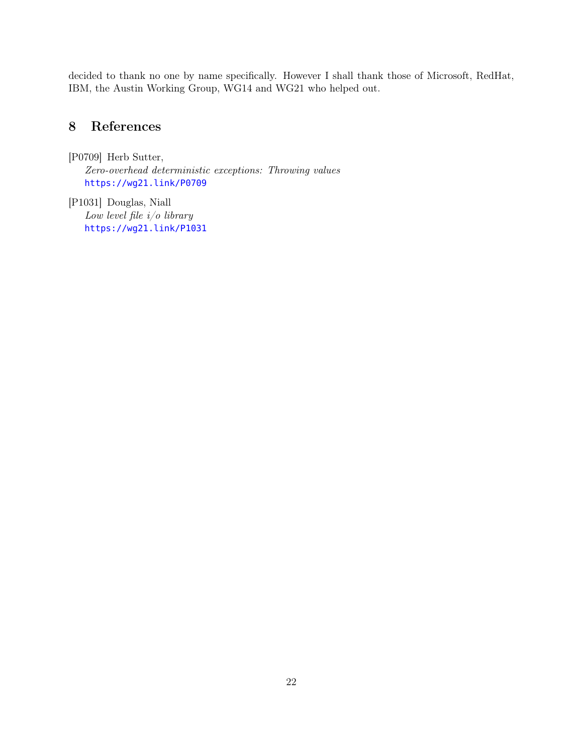decided to thank no one by name specifically. However I shall thank those of Microsoft, RedHat, IBM, the Austin Working Group, WG14 and WG21 who helped out.

## 8 References

[P0709] Herb Sutter,
*Zero-overhead deterministic exceptions: Throwing values*
https://wg21.link/P0709

[P1031] Douglas, Niall
*Low level file i/o library*
https://wg21.link/P1031